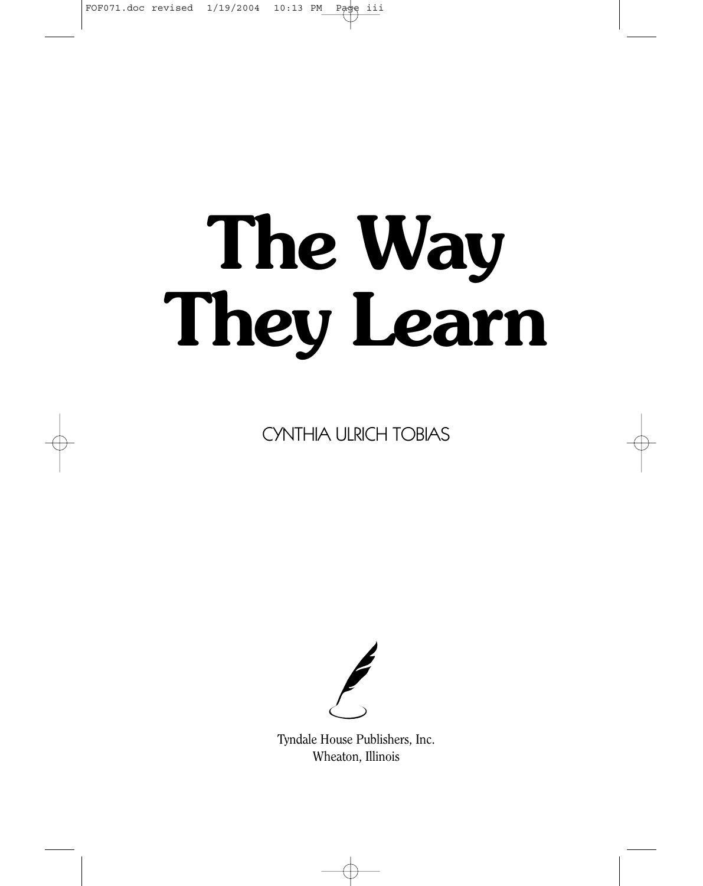# The Way They Learn

CYNTHIA ULRICH TOBIAS

Tyndale House Publishers, Inc.
Wheaton, Illinois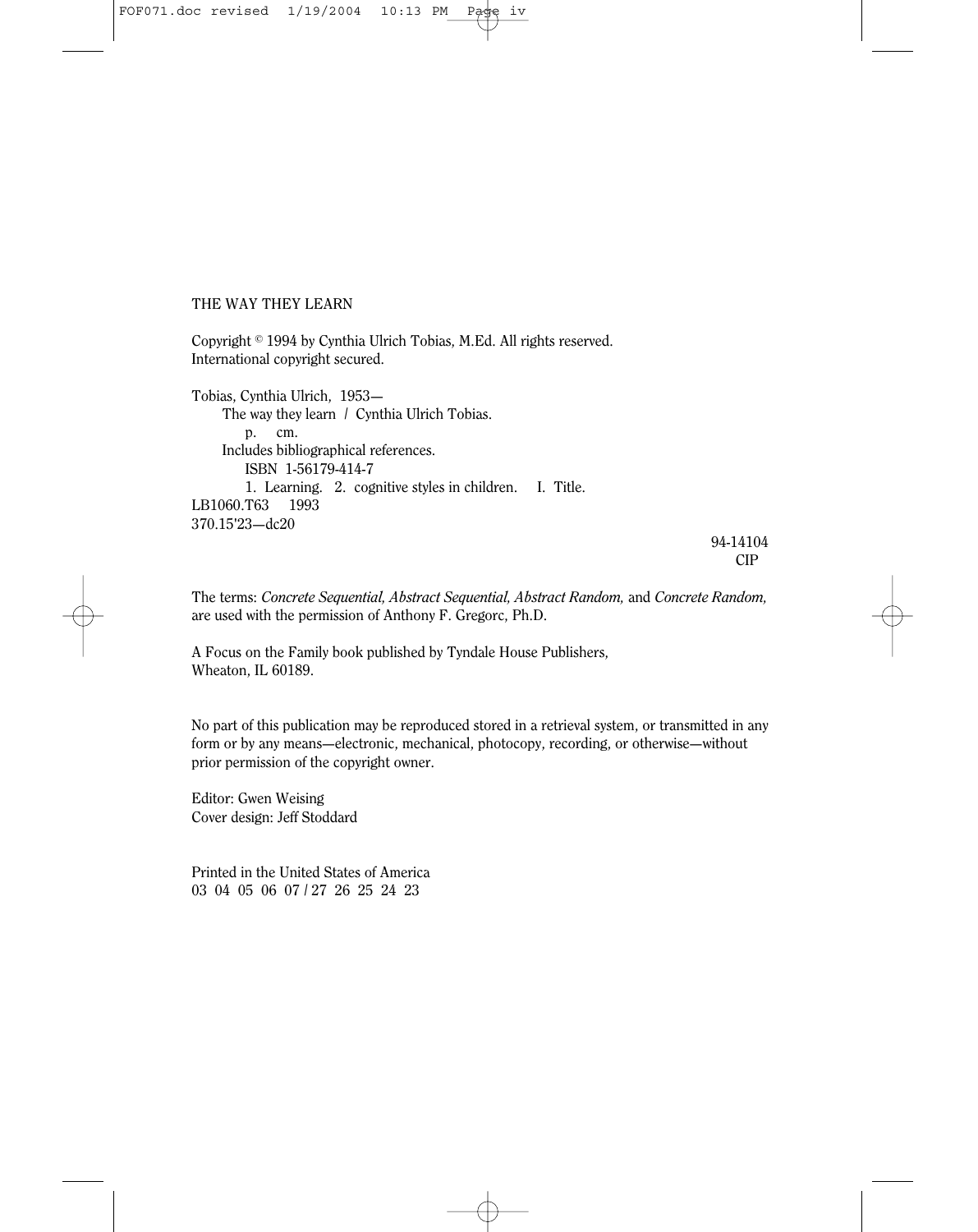THE WAY THEY LEARN

Copyright © 1994 by Cynthia Ulrich Tobias, M.Ed. All rights reserved.
International copyright secured.

Tobias, Cynthia Ulrich, 1953—
The way they learn / Cynthia Ulrich Tobias.
p. cm.
Includes bibliographical references.
ISBN 1-56179-414-7
1. Learning. 2. cognitive styles in children. I. Title.
LB1060.T63 1993
370.15'23—dc20

94-14104
CIP

The terms: *Concrete Sequential, Abstract Sequential, Abstract Random,* and *Concrete Random,* are used with the permission of Anthony F. Gregorc, Ph.D.

A Focus on the Family book published by Tyndale House Publishers,
Wheaton, IL 60189.

No part of this publication may be reproduced stored in a retrieval system, or transmitted in any form or by any means—electronic, mechanical, photocopy, recording, or otherwise—without prior permission of the copyright owner.

Editor: Gwen Weising
Cover design: Jeff Stoddard

Printed in the United States of America
03 04 05 06 07 / 27 26 25 24 23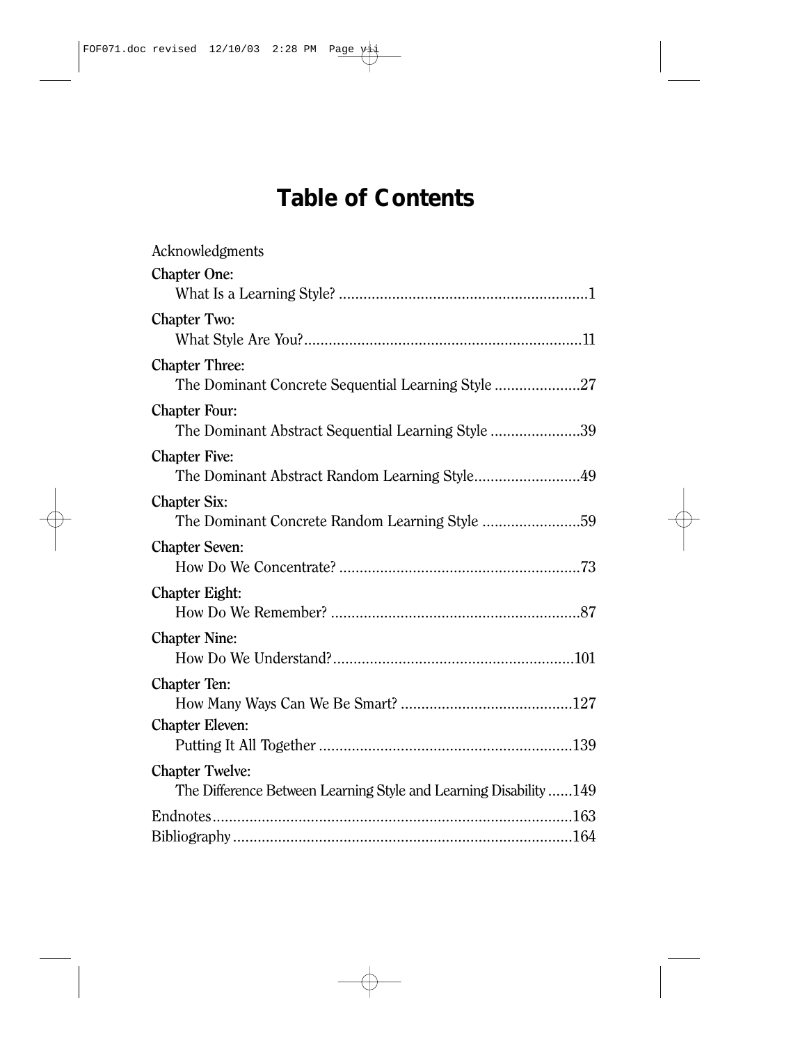# Table of Contents

Acknowledgments

**Chapter One:**
What Is a Learning Style? ............................................................1

**Chapter Two:**
What Style Are You?...................................................................11

**Chapter Three:**
The Dominant Concrete Sequential Learning Style .....................27

**Chapter Four:**
The Dominant Abstract Sequential Learning Style ......................39

**Chapter Five:**
The Dominant Abstract Random Learning Style..........................49

**Chapter Six:**
The Dominant Concrete Random Learning Style ........................59

**Chapter Seven:**
How Do We Concentrate? ...........................................................73

**Chapter Eight:**
How Do We Remember? .............................................................87

**Chapter Nine:**
How Do We Understand?...........................................................101

**Chapter Ten:**
How Many Ways Can We Be Smart? ..........................................127

**Chapter Eleven:**
Putting It All Together .............................................................139

**Chapter Twelve:**
The Difference Between Learning Style and Learning Disability ......149

Endnotes.......................................................................................163

Bibliography ..................................................................................164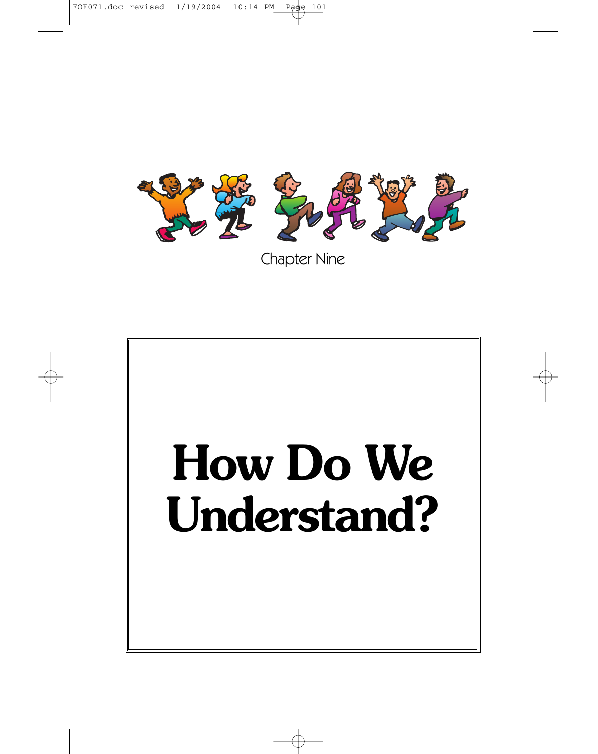Chapter Nine

# How Do We Understand?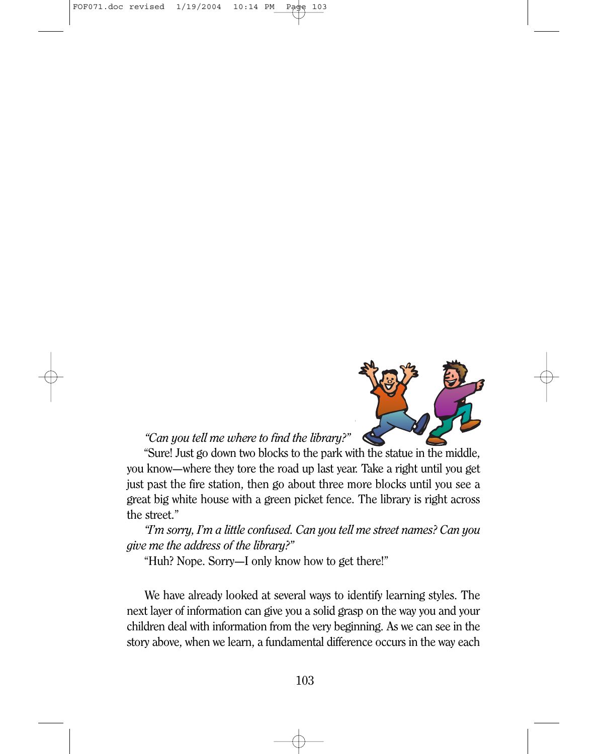*"Can you tell me where to find the library?"*

"Sure! Just go down two blocks to the park with the statue in the middle, you know—where they tore the road up last year. Take a right until you get just past the fire station, then go about three more blocks until you see a great big white house with a green picket fence. The library is right across the street."

*"I'm sorry, I'm a little confused. Can you tell me street names? Can you give me the address of the library?"*

"Huh? Nope. Sorry—I only know how to get there!"

We have already looked at several ways to identify learning styles. The next layer of information can give you a solid grasp on the way you and your children deal with information from the very beginning. As we can see in the story above, when we learn, a fundamental difference occurs in the way each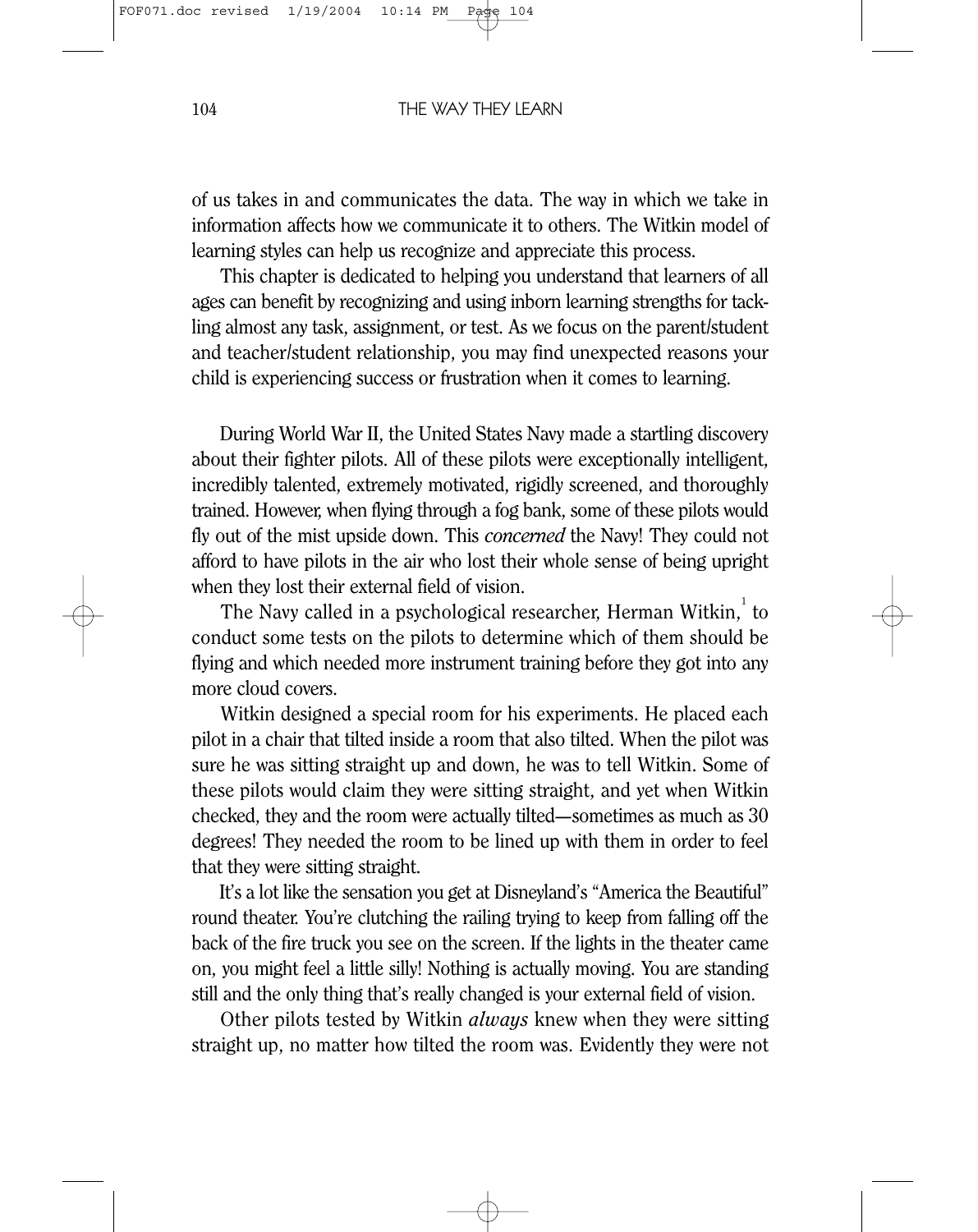of us takes in and communicates the data. The way in which we take in information affects how we communicate it to others. The Witkin model of learning styles can help us recognize and appreciate this process.

This chapter is dedicated to helping you understand that learners of all ages can benefit by recognizing and using inborn learning strengths for tackling almost any task, assignment, or test. As we focus on the parent/student and teacher/student relationship, you may find unexpected reasons your child is experiencing success or frustration when it comes to learning.

During World War II, the United States Navy made a startling discovery about their fighter pilots. All of these pilots were exceptionally intelligent, incredibly talented, extremely motivated, rigidly screened, and thoroughly trained. However, when flying through a fog bank, some of these pilots would fly out of the mist upside down. This *concerned* the Navy! They could not afford to have pilots in the air who lost their whole sense of being upright when they lost their external field of vision.

The Navy called in a psychological researcher, Herman Witkin,[1] to conduct some tests on the pilots to determine which of them should be flying and which needed more instrument training before they got into any more cloud covers.

Witkin designed a special room for his experiments. He placed each pilot in a chair that tilted inside a room that also tilted. When the pilot was sure he was sitting straight up and down, he was to tell Witkin. Some of these pilots would claim they were sitting straight, and yet when Witkin checked, they and the room were actually tilted—sometimes as much as 30 degrees! They needed the room to be lined up with them in order to feel that they were sitting straight.

It's a lot like the sensation you get at Disneyland's "America the Beautiful" round theater. You're clutching the railing trying to keep from falling off the back of the fire truck you see on the screen. If the lights in the theater came on, you might feel a little silly! Nothing is actually moving. You are standing still and the only thing that's really changed is your external field of vision.

Other pilots tested by Witkin *always* knew when they were sitting straight up, no matter how tilted the room was. Evidently they were not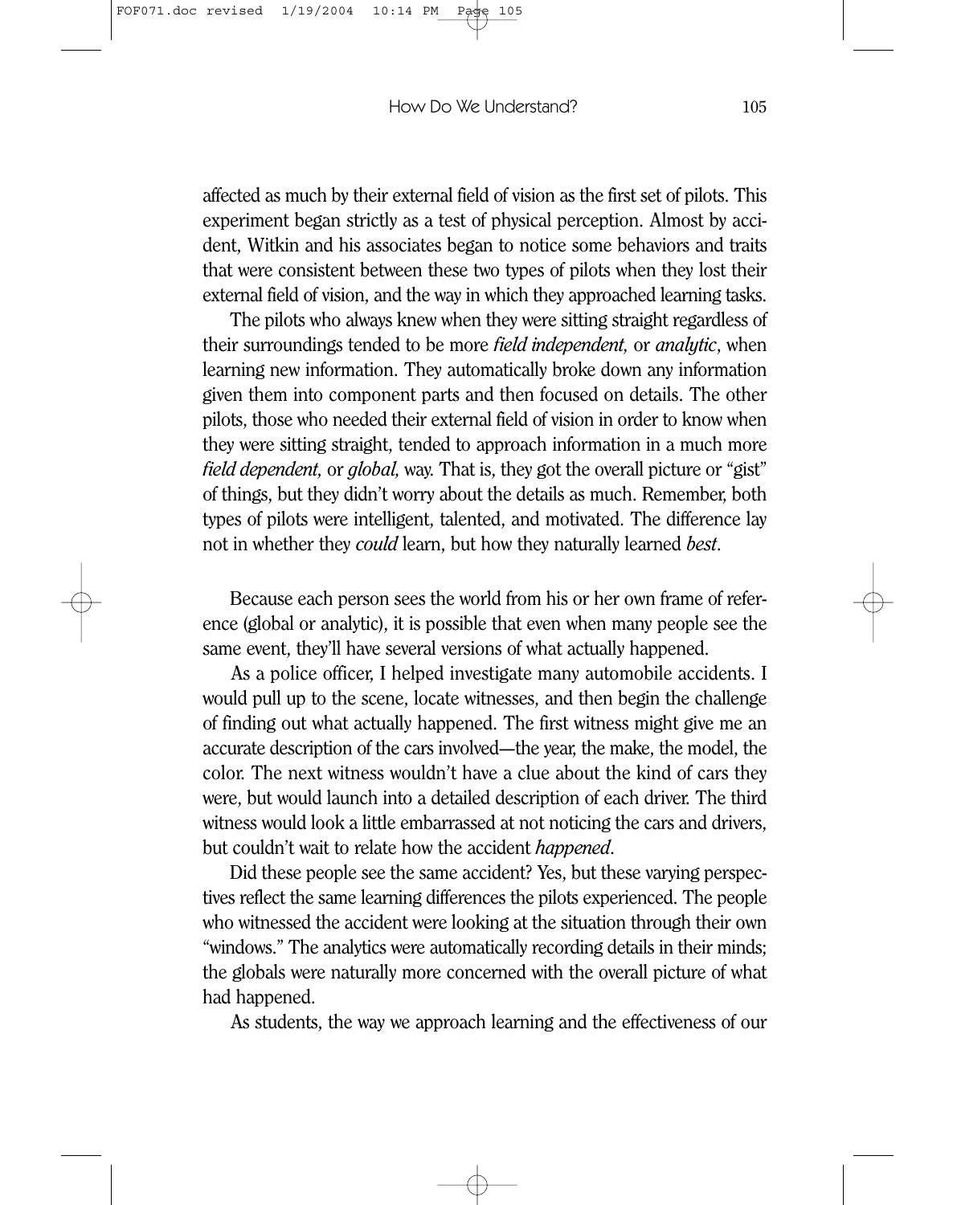affected as much by their external field of vision as the first set of pilots. This experiment began strictly as a test of physical perception. Almost by accident, Witkin and his associates began to notice some behaviors and traits that were consistent between these two types of pilots when they lost their external field of vision, and the way in which they approached learning tasks.

The pilots who always knew when they were sitting straight regardless of their surroundings tended to be more *field independent,* or *analytic*, when learning new information. They automatically broke down any information given them into component parts and then focused on details. The other pilots, those who needed their external field of vision in order to know when they were sitting straight, tended to approach information in a much more *field dependent,* or *global,* way. That is, they got the overall picture or "gist" of things, but they didn't worry about the details as much. Remember, both types of pilots were intelligent, talented, and motivated. The difference lay not in whether they *could* learn, but how they naturally learned *best*.

Because each person sees the world from his or her own frame of reference (global or analytic), it is possible that even when many people see the same event, they'll have several versions of what actually happened.

As a police officer, I helped investigate many automobile accidents. I would pull up to the scene, locate witnesses, and then begin the challenge of finding out what actually happened. The first witness might give me an accurate description of the cars involved—the year, the make, the model, the color. The next witness wouldn't have a clue about the kind of cars they were, but would launch into a detailed description of each driver. The third witness would look a little embarrassed at not noticing the cars and drivers, but couldn't wait to relate how the accident *happened*.

Did these people see the same accident? Yes, but these varying perspectives reflect the same learning differences the pilots experienced. The people who witnessed the accident were looking at the situation through their own "windows." The analytics were automatically recording details in their minds; the globals were naturally more concerned with the overall picture of what had happened.

As students, the way we approach learning and the effectiveness of our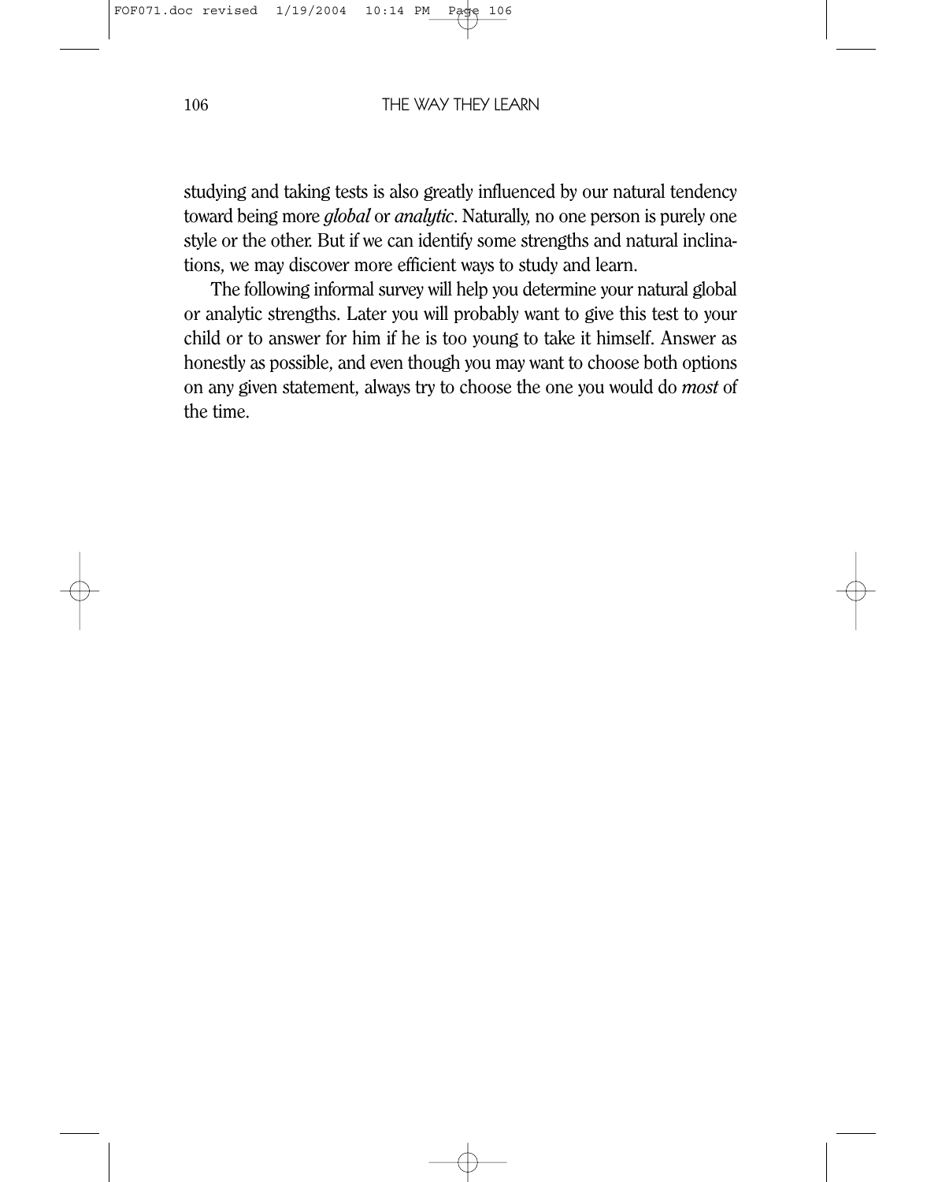studying and taking tests is also greatly influenced by our natural tendency toward being more *global* or *analytic*. Naturally, no one person is purely one style or the other. But if we can identify some strengths and natural inclinations, we may discover more efficient ways to study and learn.

The following informal survey will help you determine your natural global or analytic strengths. Later you will probably want to give this test to your child or to answer for him if he is too young to take it himself. Answer as honestly as possible, and even though you may want to choose both options on any given statement, always try to choose the one you would do *most* of the time.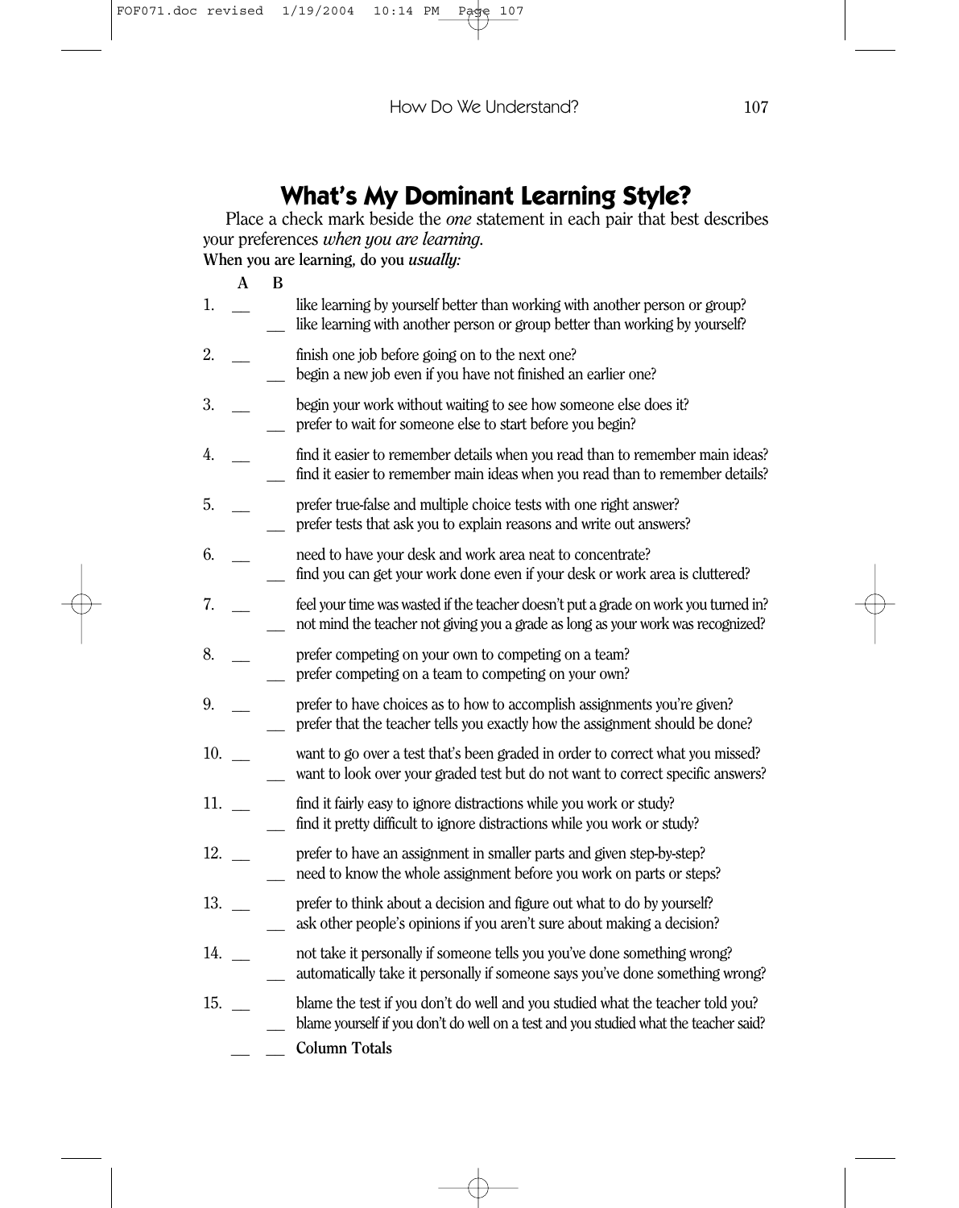# What's My Dominant Learning Style?

Place a check mark beside the *one* statement in each pair that best describes your preferences *when you are learning.*

**When you are learning, do you *usually:***

| | A | B | |
|---|---|---|---|
| 1. | __ | | like learning by yourself better than working with another person or group? |
| | | __ | like learning with another person or group better than working by yourself? |
| 2. | __ | | finish one job before going on to the next one? |
| | | __ | begin a new job even if you have not finished an earlier one? |
| 3. | __ | | begin your work without waiting to see how someone else does it? |
| | | __ | prefer to wait for someone else to start before you begin? |
| 4. | __ | | find it easier to remember details when you read than to remember main ideas? |
| | | __ | find it easier to remember main ideas when you read than to remember details? |
| 5. | __ | | prefer true-false and multiple choice tests with one right answer? |
| | | __ | prefer tests that ask you to explain reasons and write out answers? |
| 6. | __ | | need to have your desk and work area neat to concentrate? |
| | | __ | find you can get your work done even if your desk or work area is cluttered? |
| 7. | __ | | feel your time was wasted if the teacher doesn't put a grade on work you turned in? |
| | | __ | not mind the teacher not giving you a grade as long as your work was recognized? |
| 8. | __ | | prefer competing on your own to competing on a team? |
| | | __ | prefer competing on a team to competing on your own? |
| 9. | __ | | prefer to have choices as to how to accomplish assignments you're given? |
| | | __ | prefer that the teacher tells you exactly how the assignment should be done? |
| 10. | __ | | want to go over a test that's been graded in order to correct what you missed? |
| | | __ | want to look over your graded test but do not want to correct specific answers? |
| 11. | __ | | find it fairly easy to ignore distractions while you work or study? |
| | | __ | find it pretty difficult to ignore distractions while you work or study? |
| 12. | __ | | prefer to have an assignment in smaller parts and given step-by-step? |
| | | __ | need to know the whole assignment before you work on parts or steps? |
| 13. | __ | | prefer to think about a decision and figure out what to do by yourself? |
| | | __ | ask other people's opinions if you aren't sure about making a decision? |
| 14. | __ | | not take it personally if someone tells you you've done something wrong? |
| | | __ | automatically take it personally if someone says you've done something wrong? |
| 15. | __ | | blame the test if you don't do well and you studied what the teacher told you? |
| | | __ | blame yourself if you don't do well on a test and you studied what the teacher said? |
| | __ | __ | **Column Totals** |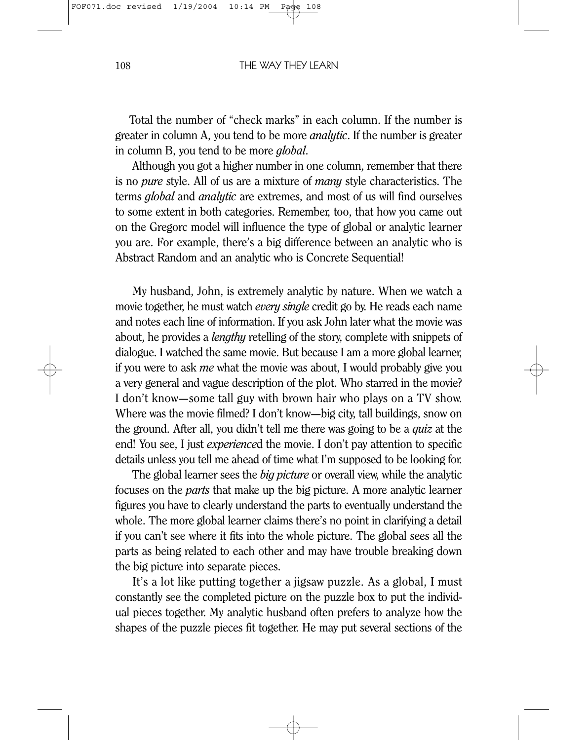Total the number of "check marks" in each column. If the number is greater in column A, you tend to be more *analytic*. If the number is greater in column B, you tend to be more *global*.

Although you got a higher number in one column, remember that there is no *pure* style. All of us are a mixture of *many* style characteristics. The terms *global* and *analytic* are extremes, and most of us will find ourselves to some extent in both categories. Remember, too, that how you came out on the Gregorc model will influence the type of global or analytic learner you are. For example, there's a big difference between an analytic who is Abstract Random and an analytic who is Concrete Sequential!

My husband, John, is extremely analytic by nature. When we watch a movie together, he must watch *every single* credit go by. He reads each name and notes each line of information. If you ask John later what the movie was about, he provides a *lengthy* retelling of the story, complete with snippets of dialogue. I watched the same movie. But because I am a more global learner, if you were to ask *me* what the movie was about, I would probably give you a very general and vague description of the plot. Who starred in the movie? I don't know—some tall guy with brown hair who plays on a TV show. Where was the movie filmed? I don't know—big city, tall buildings, snow on the ground. After all, you didn't tell me there was going to be a *quiz* at the end! You see, I just *experience*d the movie. I don't pay attention to specific details unless you tell me ahead of time what I'm supposed to be looking for.

The global learner sees the *big picture* or overall view, while the analytic focuses on the *parts* that make up the big picture. A more analytic learner figures you have to clearly understand the parts to eventually understand the whole. The more global learner claims there's no point in clarifying a detail if you can't see where it fits into the whole picture. The global sees all the parts as being related to each other and may have trouble breaking down the big picture into separate pieces.

It's a lot like putting together a jigsaw puzzle. As a global, I must constantly see the completed picture on the puzzle box to put the individual pieces together. My analytic husband often prefers to analyze how the shapes of the puzzle pieces fit together. He may put several sections of the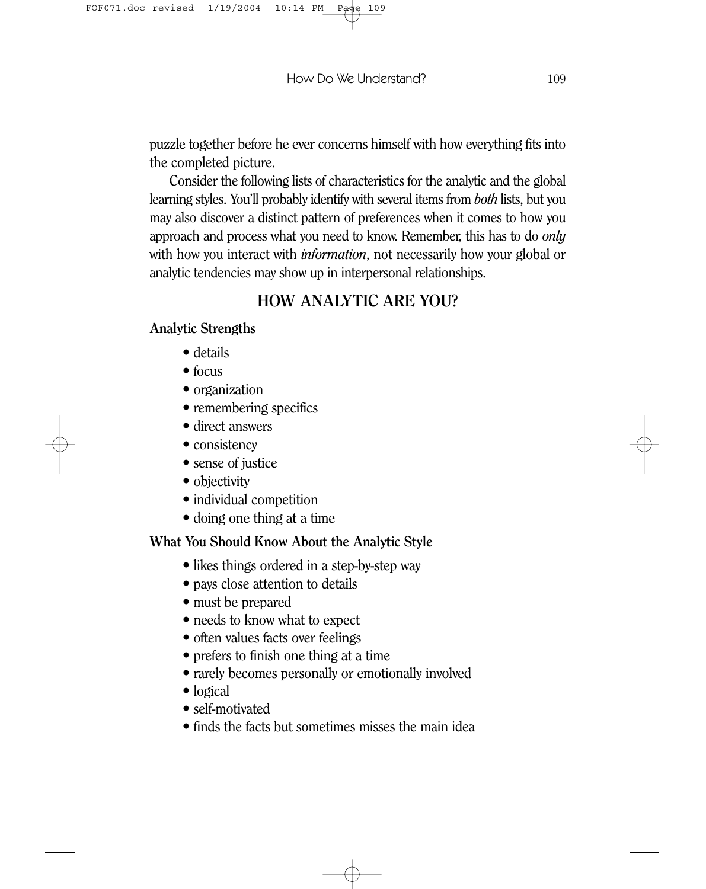puzzle together before he ever concerns himself with how everything fits into the completed picture.

Consider the following lists of characteristics for the analytic and the global learning styles. You'll probably identify with several items from *both* lists, but you may also discover a distinct pattern of preferences when it comes to how you approach and process what you need to know. Remember, this has to do *only* with how you interact with *information*, not necessarily how your global or analytic tendencies may show up in interpersonal relationships.

## HOW ANALYTIC ARE YOU?

**Analytic Strengths**

- details
- focus
- organization
- remembering specifics
- direct answers
- consistency
- sense of justice
- objectivity
- individual competition
- doing one thing at a time

**What You Should Know About the Analytic Style**

- likes things ordered in a step-by-step way
- pays close attention to details
- must be prepared
- needs to know what to expect
- often values facts over feelings
- prefers to finish one thing at a time
- rarely becomes personally or emotionally involved
- logical
- self-motivated
- finds the facts but sometimes misses the main idea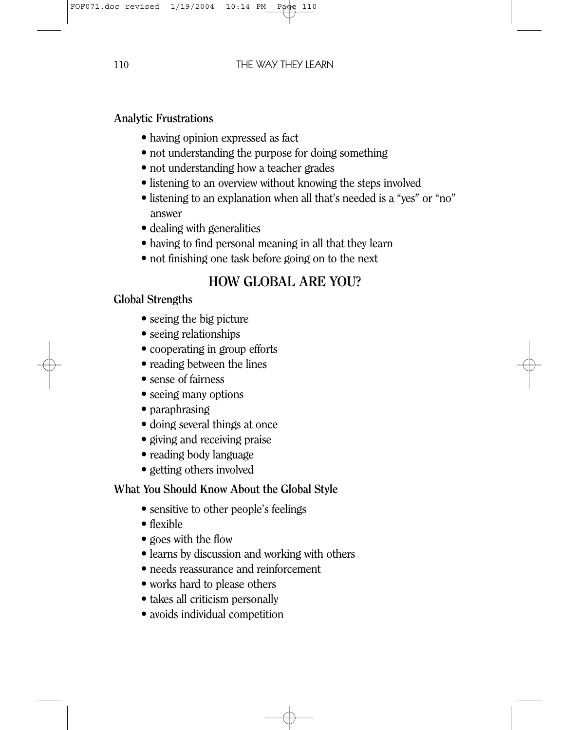**Analytic Frustrations**

- having opinion expressed as fact
- not understanding the purpose for doing something
- not understanding how a teacher grades
- listening to an overview without knowing the steps involved
- listening to an explanation when all that's needed is a "yes" or "no" answer
- dealing with generalities
- having to find personal meaning in all that they learn
- not finishing one task before going on to the next

## HOW GLOBAL ARE YOU?

**Global Strengths**

- seeing the big picture
- seeing relationships
- cooperating in group efforts
- reading between the lines
- sense of fairness
- seeing many options
- paraphrasing
- doing several things at once
- giving and receiving praise
- reading body language
- getting others involved

**What You Should Know About the Global Style**

- sensitive to other people's feelings
- flexible
- goes with the flow
- learns by discussion and working with others
- needs reassurance and reinforcement
- works hard to please others
- takes all criticism personally
- avoids individual competition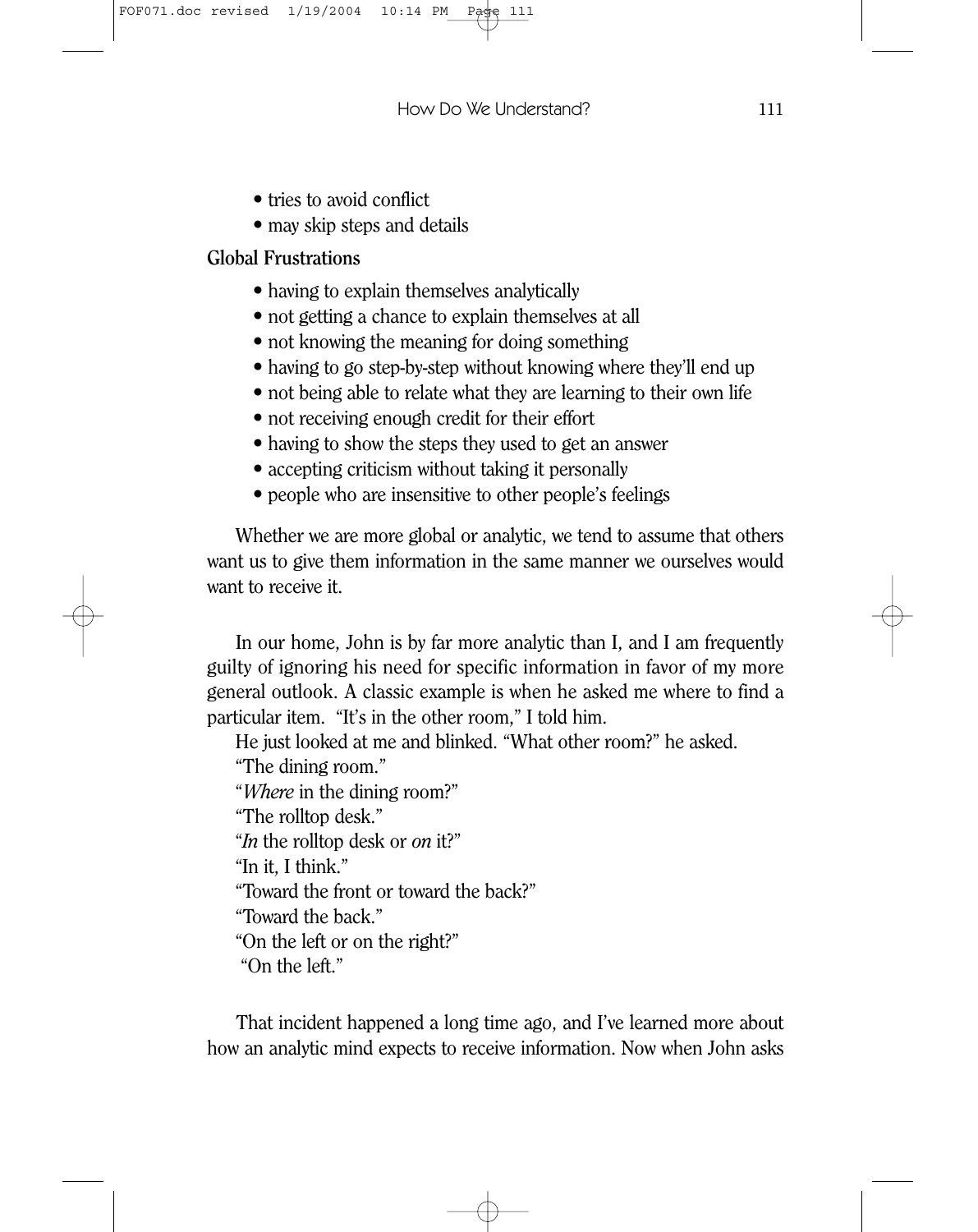- tries to avoid conflict
- may skip steps and details

**Global Frustrations**

- having to explain themselves analytically
- not getting a chance to explain themselves at all
- not knowing the meaning for doing something
- having to go step-by-step without knowing where they'll end up
- not being able to relate what they are learning to their own life
- not receiving enough credit for their effort
- having to show the steps they used to get an answer
- accepting criticism without taking it personally
- people who are insensitive to other people's feelings

Whether we are more global or analytic, we tend to assume that others want us to give them information in the same manner we ourselves would want to receive it.

In our home, John is by far more analytic than I, and I am frequently guilty of ignoring his need for specific information in favor of my more general outlook. A classic example is when he asked me where to find a particular item. "It's in the other room," I told him.

He just looked at me and blinked. "What other room?" he asked.

"The dining room."

"*Where* in the dining room?"

"The rolltop desk."

"*In* the rolltop desk or *on* it?"

"In it, I think."

"Toward the front or toward the back?"

"Toward the back."

"On the left or on the right?"

"On the left."

That incident happened a long time ago, and I've learned more about how an analytic mind expects to receive information. Now when John asks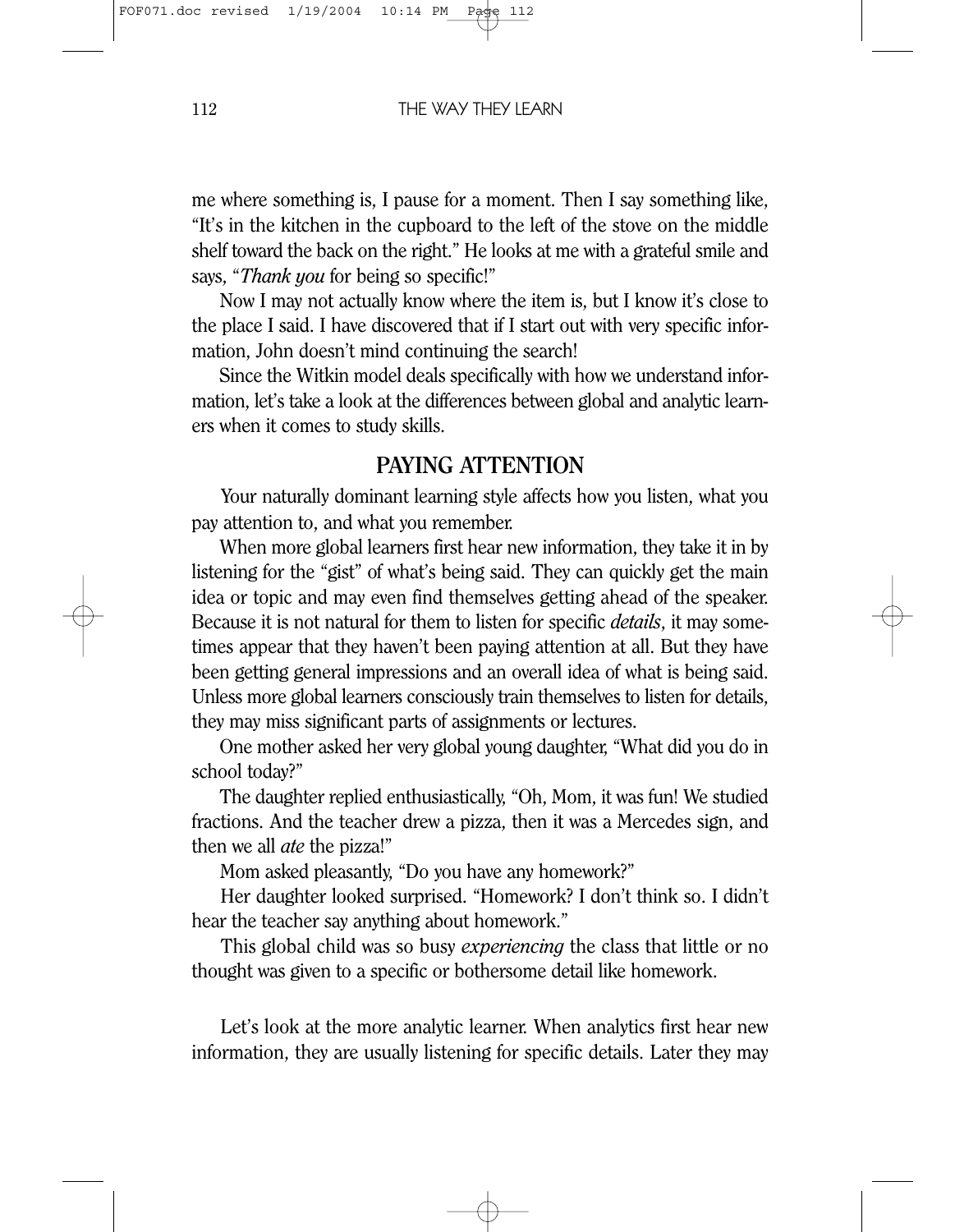me where something is, I pause for a moment. Then I say something like, "It's in the kitchen in the cupboard to the left of the stove on the middle shelf toward the back on the right." He looks at me with a grateful smile and says, "*Thank you* for being so specific!"

Now I may not actually know where the item is, but I know it's close to the place I said. I have discovered that if I start out with very specific information, John doesn't mind continuing the search!

Since the Witkin model deals specifically with how we understand information, let's take a look at the differences between global and analytic learners when it comes to study skills.

## PAYING ATTENTION

Your naturally dominant learning style affects how you listen, what you pay attention to, and what you remember.

When more global learners first hear new information, they take it in by listening for the "gist" of what's being said. They can quickly get the main idea or topic and may even find themselves getting ahead of the speaker. Because it is not natural for them to listen for specific *details*, it may sometimes appear that they haven't been paying attention at all. But they have been getting general impressions and an overall idea of what is being said. Unless more global learners consciously train themselves to listen for details, they may miss significant parts of assignments or lectures.

One mother asked her very global young daughter, "What did you do in school today?"

The daughter replied enthusiastically, "Oh, Mom, it was fun! We studied fractions. And the teacher drew a pizza, then it was a Mercedes sign, and then we all *ate* the pizza!"

Mom asked pleasantly, "Do you have any homework?"

Her daughter looked surprised. "Homework? I don't think so. I didn't hear the teacher say anything about homework."

This global child was so busy *experiencing* the class that little or no thought was given to a specific or bothersome detail like homework.

Let's look at the more analytic learner. When analytics first hear new information, they are usually listening for specific details. Later they may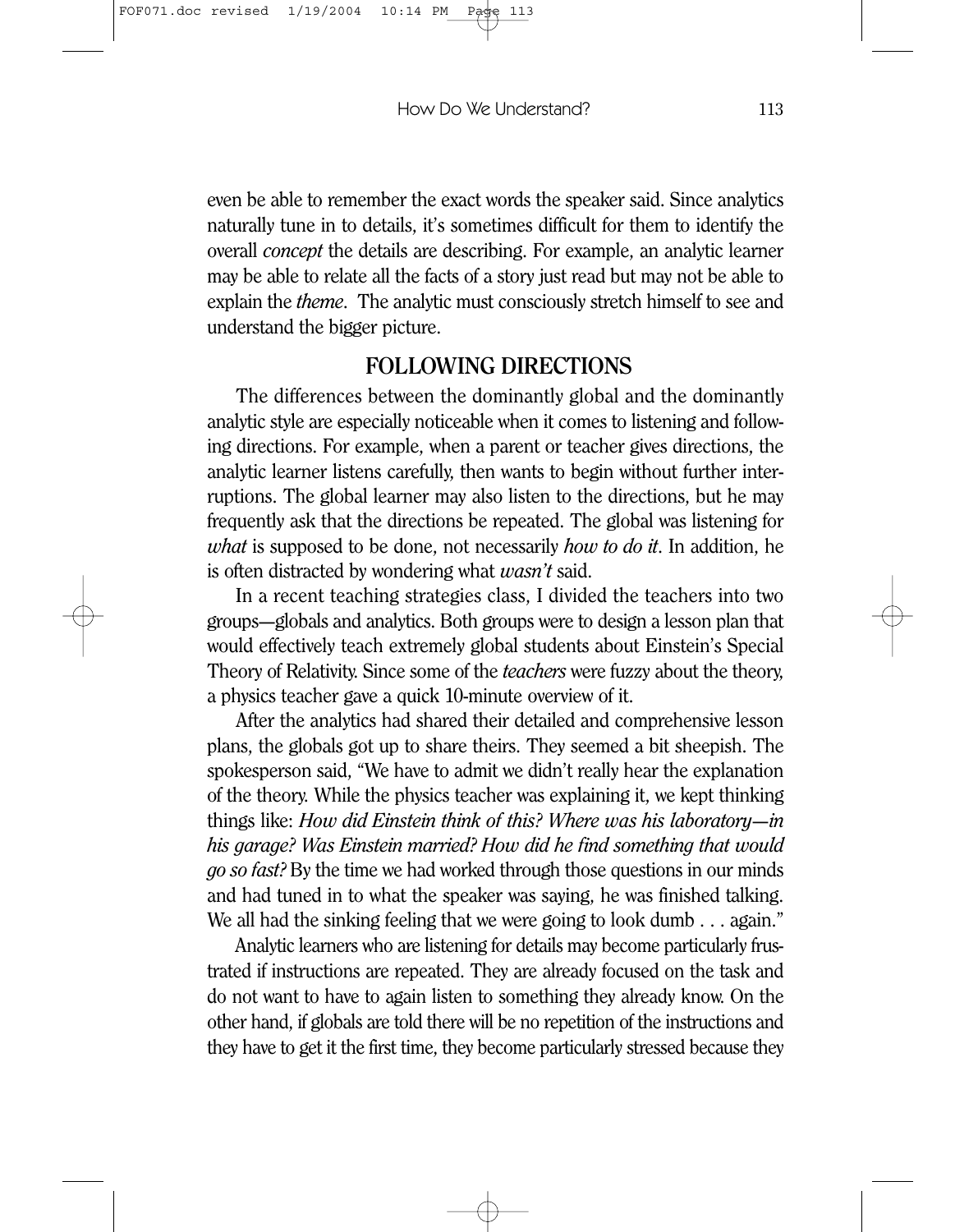even be able to remember the exact words the speaker said. Since analytics naturally tune in to details, it's sometimes difficult for them to identify the overall *concept* the details are describing. For example, an analytic learner may be able to relate all the facts of a story just read but may not be able to explain the *theme*. The analytic must consciously stretch himself to see and understand the bigger picture.

## FOLLOWING DIRECTIONS

The differences between the dominantly global and the dominantly analytic style are especially noticeable when it comes to listening and following directions. For example, when a parent or teacher gives directions, the analytic learner listens carefully, then wants to begin without further interruptions. The global learner may also listen to the directions, but he may frequently ask that the directions be repeated. The global was listening for *what* is supposed to be done, not necessarily *how to do it*. In addition, he is often distracted by wondering what *wasn't* said.

In a recent teaching strategies class, I divided the teachers into two groups—globals and analytics. Both groups were to design a lesson plan that would effectively teach extremely global students about Einstein's Special Theory of Relativity. Since some of the *teachers* were fuzzy about the theory, a physics teacher gave a quick 10-minute overview of it.

After the analytics had shared their detailed and comprehensive lesson plans, the globals got up to share theirs. They seemed a bit sheepish. The spokesperson said, "We have to admit we didn't really hear the explanation of the theory. While the physics teacher was explaining it, we kept thinking things like: *How did Einstein think of this? Where was his laboratory—in his garage? Was Einstein married? How did he find something that would go so fast?* By the time we had worked through those questions in our minds and had tuned in to what the speaker was saying, he was finished talking. We all had the sinking feeling that we were going to look dumb . . . again."

Analytic learners who are listening for details may become particularly frustrated if instructions are repeated. They are already focused on the task and do not want to have to again listen to something they already know. On the other hand, if globals are told there will be no repetition of the instructions and they have to get it the first time, they become particularly stressed because they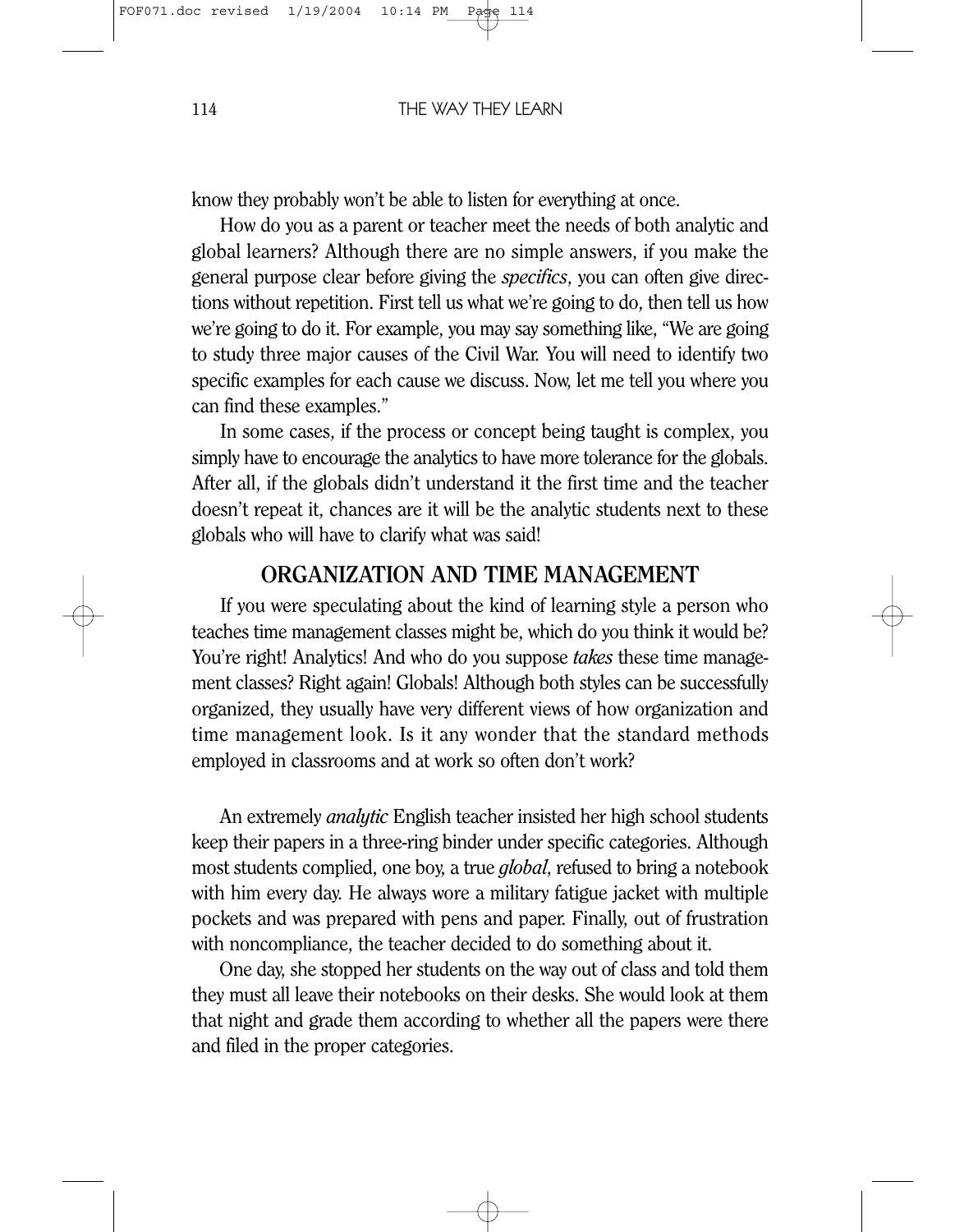know they probably won't be able to listen for everything at once.

How do you as a parent or teacher meet the needs of both analytic and global learners? Although there are no simple answers, if you make the general purpose clear before giving the *specifics*, you can often give directions without repetition. First tell us what we're going to do, then tell us how we're going to do it. For example, you may say something like, "We are going to study three major causes of the Civil War. You will need to identify two specific examples for each cause we discuss. Now, let me tell you where you can find these examples."

In some cases, if the process or concept being taught is complex, you simply have to encourage the analytics to have more tolerance for the globals. After all, if the globals didn't understand it the first time and the teacher doesn't repeat it, chances are it will be the analytic students next to these globals who will have to clarify what was said!

## ORGANIZATION AND TIME MANAGEMENT

If you were speculating about the kind of learning style a person who teaches time management classes might be, which do you think it would be? You're right! Analytics! And who do you suppose *takes* these time management classes? Right again! Globals! Although both styles can be successfully organized, they usually have very different views of how organization and time management look. Is it any wonder that the standard methods employed in classrooms and at work so often don't work?

An extremely *analytic* English teacher insisted her high school students keep their papers in a three-ring binder under specific categories. Although most students complied, one boy, a true *global*, refused to bring a notebook with him every day. He always wore a military fatigue jacket with multiple pockets and was prepared with pens and paper. Finally, out of frustration with noncompliance, the teacher decided to do something about it.

One day, she stopped her students on the way out of class and told them they must all leave their notebooks on their desks. She would look at them that night and grade them according to whether all the papers were there and filed in the proper categories.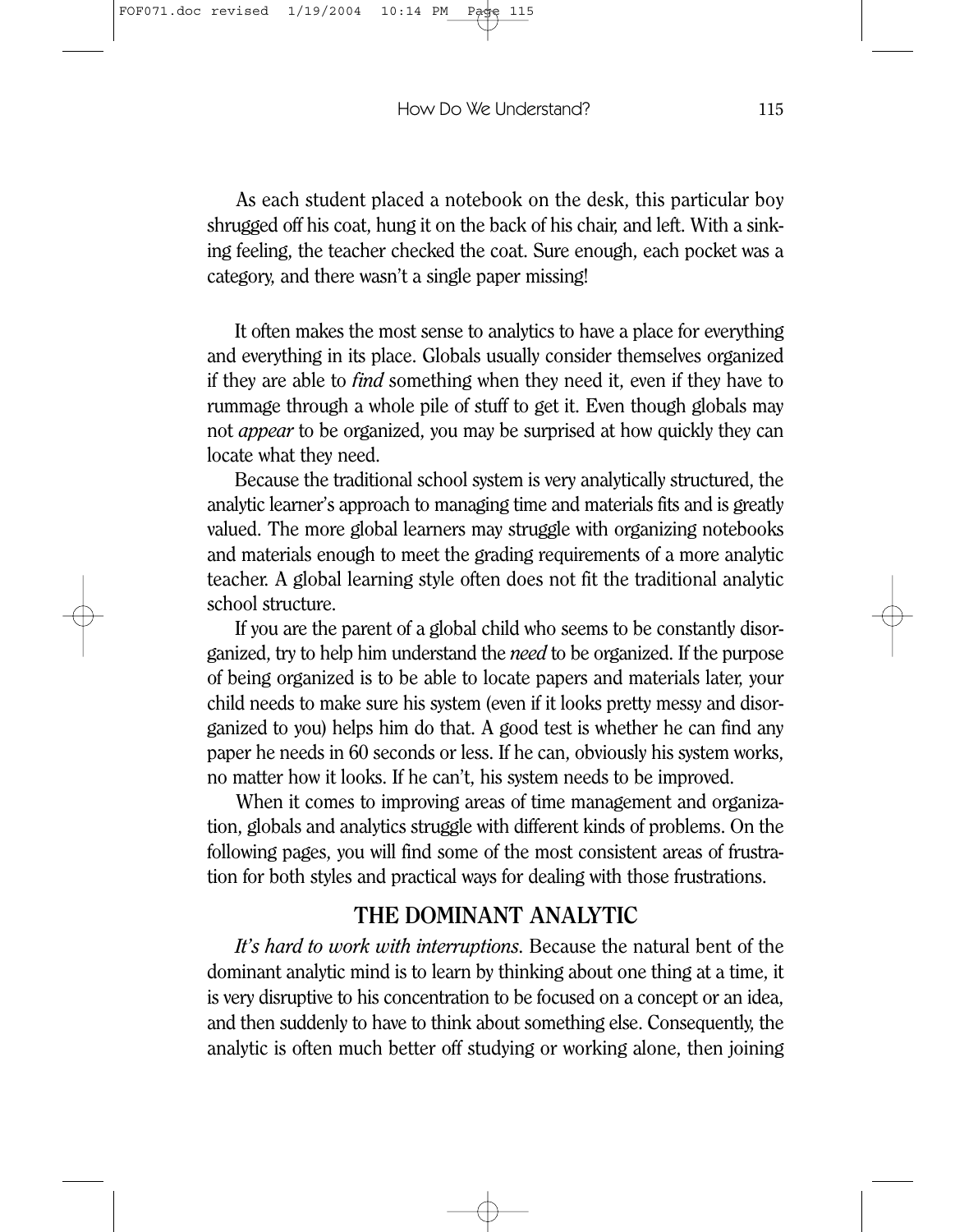As each student placed a notebook on the desk, this particular boy shrugged off his coat, hung it on the back of his chair, and left. With a sinking feeling, the teacher checked the coat. Sure enough, each pocket was a category, and there wasn't a single paper missing!

It often makes the most sense to analytics to have a place for everything and everything in its place. Globals usually consider themselves organized if they are able to *find* something when they need it, even if they have to rummage through a whole pile of stuff to get it. Even though globals may not *appear* to be organized, you may be surprised at how quickly they can locate what they need.

Because the traditional school system is very analytically structured, the analytic learner's approach to managing time and materials fits and is greatly valued. The more global learners may struggle with organizing notebooks and materials enough to meet the grading requirements of a more analytic teacher. A global learning style often does not fit the traditional analytic school structure.

If you are the parent of a global child who seems to be constantly disorganized, try to help him understand the *need* to be organized. If the purpose of being organized is to be able to locate papers and materials later, your child needs to make sure his system (even if it looks pretty messy and disorganized to you) helps him do that. A good test is whether he can find any paper he needs in 60 seconds or less. If he can, obviously his system works, no matter how it looks. If he can't, his system needs to be improved.

When it comes to improving areas of time management and organization, globals and analytics struggle with different kinds of problems. On the following pages, you will find some of the most consistent areas of frustration for both styles and practical ways for dealing with those frustrations.

## THE DOMINANT ANALYTIC

*It's hard to work with interruptions.* Because the natural bent of the dominant analytic mind is to learn by thinking about one thing at a time, it is very disruptive to his concentration to be focused on a concept or an idea, and then suddenly to have to think about something else. Consequently, the analytic is often much better off studying or working alone, then joining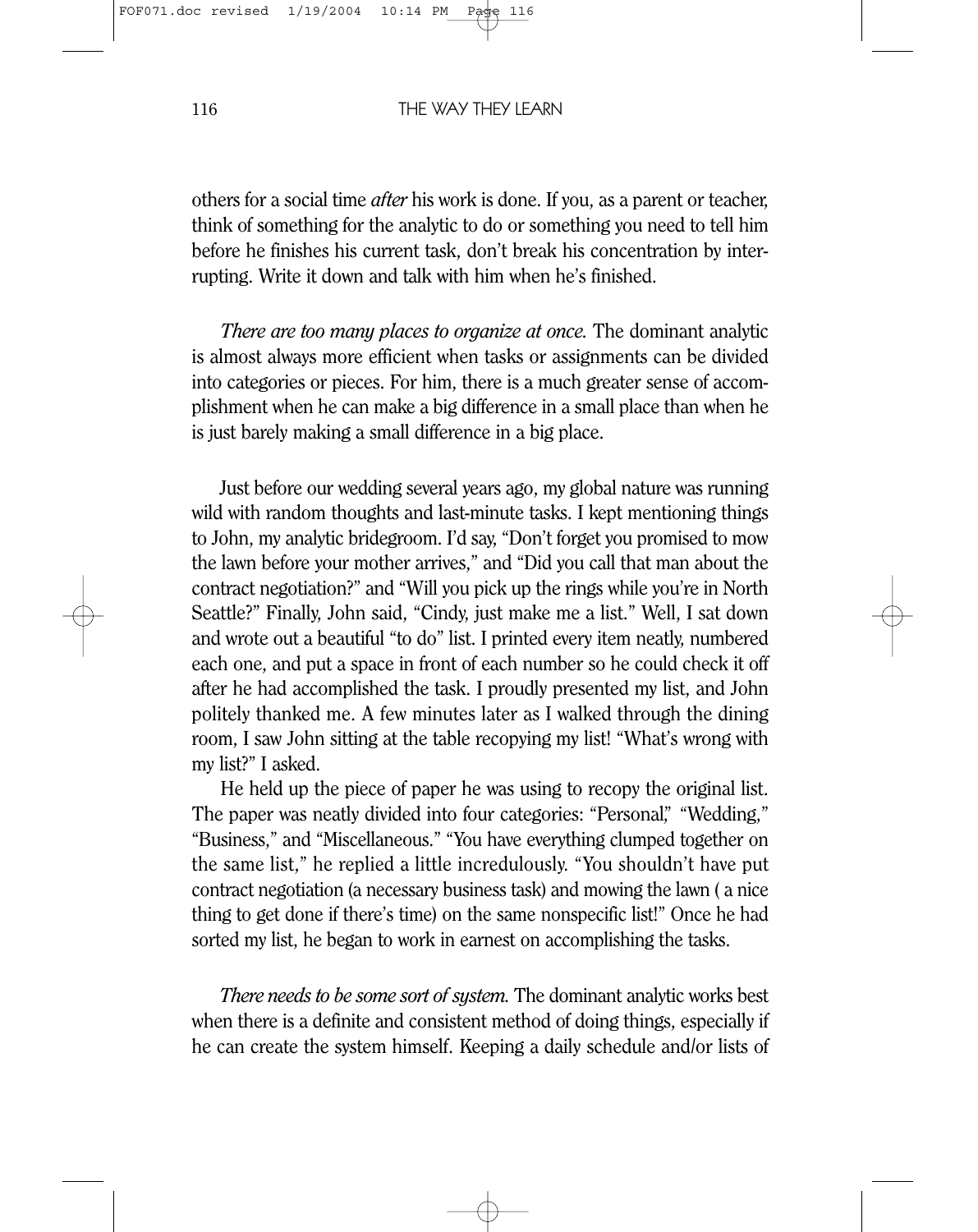others for a social time *after* his work is done. If you, as a parent or teacher, think of something for the analytic to do or something you need to tell him before he finishes his current task, don't break his concentration by interrupting. Write it down and talk with him when he's finished.

*There are too many places to organize at once.* The dominant analytic is almost always more efficient when tasks or assignments can be divided into categories or pieces. For him, there is a much greater sense of accomplishment when he can make a big difference in a small place than when he is just barely making a small difference in a big place.

Just before our wedding several years ago, my global nature was running wild with random thoughts and last-minute tasks. I kept mentioning things to John, my analytic bridegroom. I'd say, "Don't forget you promised to mow the lawn before your mother arrives," and "Did you call that man about the contract negotiation?" and "Will you pick up the rings while you're in North Seattle?" Finally, John said, "Cindy, just make me a list." Well, I sat down and wrote out a beautiful "to do" list. I printed every item neatly, numbered each one, and put a space in front of each number so he could check it off after he had accomplished the task. I proudly presented my list, and John politely thanked me. A few minutes later as I walked through the dining room, I saw John sitting at the table recopying my list! "What's wrong with my list?" I asked.

He held up the piece of paper he was using to recopy the original list. The paper was neatly divided into four categories: "Personal," "Wedding," "Business," and "Miscellaneous." "You have everything clumped together on the same list," he replied a little incredulously. "You shouldn't have put contract negotiation (a necessary business task) and mowing the lawn ( a nice thing to get done if there's time) on the same nonspecific list!" Once he had sorted my list, he began to work in earnest on accomplishing the tasks.

*There needs to be some sort of system.* The dominant analytic works best when there is a definite and consistent method of doing things, especially if he can create the system himself. Keeping a daily schedule and/or lists of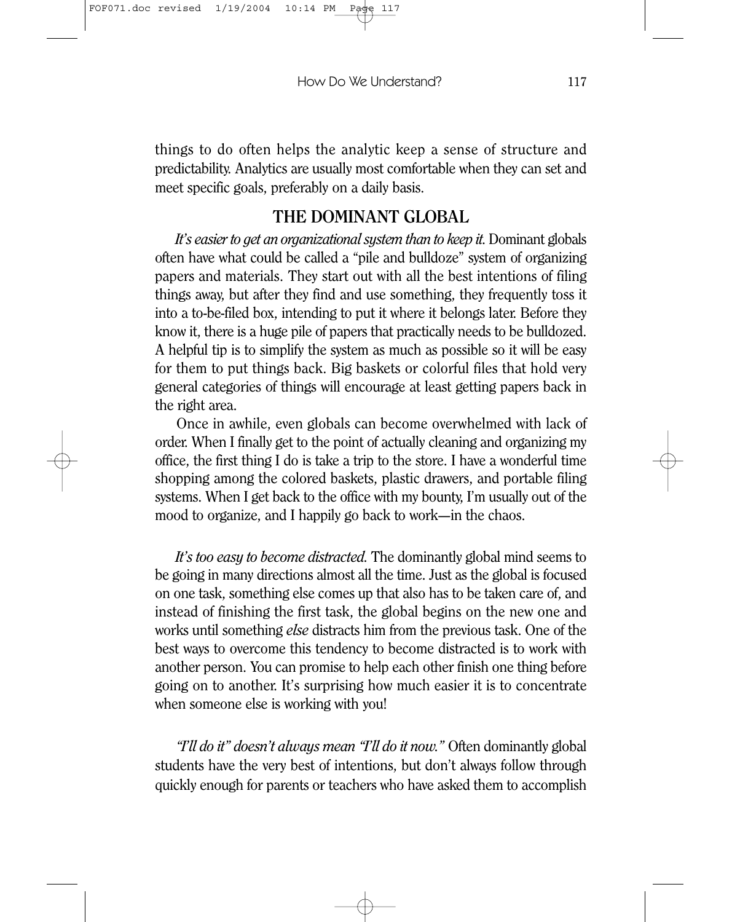things to do often helps the analytic keep a sense of structure and predictability. Analytics are usually most comfortable when they can set and meet specific goals, preferably on a daily basis.

## THE DOMINANT GLOBAL

*It's easier to get an organizational system than to keep it.* Dominant globals often have what could be called a "pile and bulldoze" system of organizing papers and materials. They start out with all the best intentions of filing things away, but after they find and use something, they frequently toss it into a to-be-filed box, intending to put it where it belongs later. Before they know it, there is a huge pile of papers that practically needs to be bulldozed. A helpful tip is to simplify the system as much as possible so it will be easy for them to put things back. Big baskets or colorful files that hold very general categories of things will encourage at least getting papers back in the right area.

Once in awhile, even globals can become overwhelmed with lack of order. When I finally get to the point of actually cleaning and organizing my office, the first thing I do is take a trip to the store. I have a wonderful time shopping among the colored baskets, plastic drawers, and portable filing systems. When I get back to the office with my bounty, I'm usually out of the mood to organize, and I happily go back to work—in the chaos.

*It's too easy to become distracted.* The dominantly global mind seems to be going in many directions almost all the time. Just as the global is focused on one task, something else comes up that also has to be taken care of, and instead of finishing the first task, the global begins on the new one and works until something *else* distracts him from the previous task. One of the best ways to overcome this tendency to become distracted is to work with another person. You can promise to help each other finish one thing before going on to another. It's surprising how much easier it is to concentrate when someone else is working with you!

*"I'll do it" doesn't always mean "I'll do it now."* Often dominantly global students have the very best of intentions, but don't always follow through quickly enough for parents or teachers who have asked them to accomplish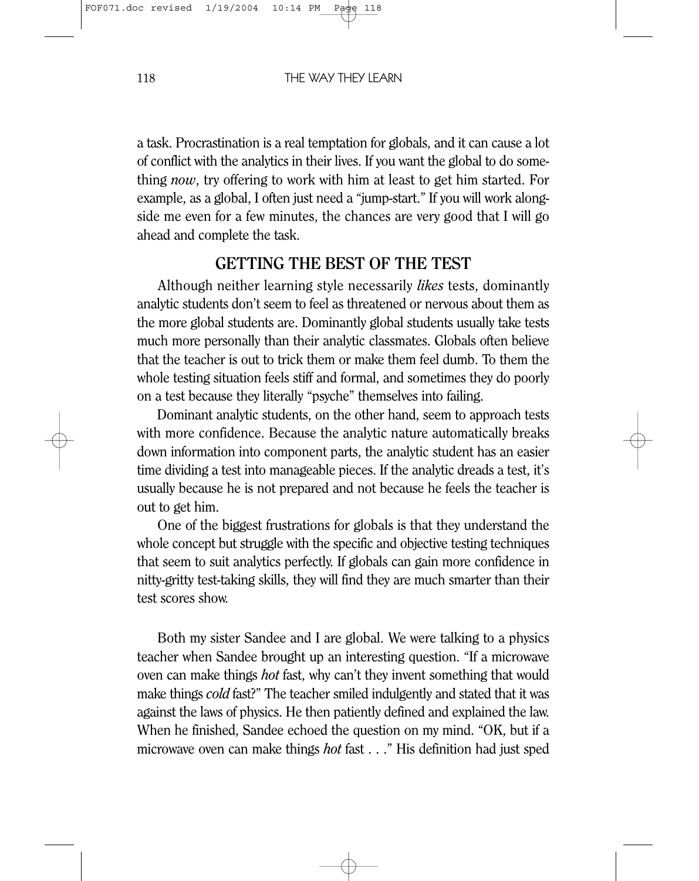a task. Procrastination is a real temptation for globals, and it can cause a lot of conflict with the analytics in their lives. If you want the global to do something *now*, try offering to work with him at least to get him started. For example, as a global, I often just need a "jump-start." If you will work alongside me even for a few minutes, the chances are very good that I will go ahead and complete the task.

## GETTING THE BEST OF THE TEST

Although neither learning style necessarily *likes* tests, dominantly analytic students don't seem to feel as threatened or nervous about them as the more global students are. Dominantly global students usually take tests much more personally than their analytic classmates. Globals often believe that the teacher is out to trick them or make them feel dumb. To them the whole testing situation feels stiff and formal, and sometimes they do poorly on a test because they literally "psyche" themselves into failing.

Dominant analytic students, on the other hand, seem to approach tests with more confidence. Because the analytic nature automatically breaks down information into component parts, the analytic student has an easier time dividing a test into manageable pieces. If the analytic dreads a test, it's usually because he is not prepared and not because he feels the teacher is out to get him.

One of the biggest frustrations for globals is that they understand the whole concept but struggle with the specific and objective testing techniques that seem to suit analytics perfectly. If globals can gain more confidence in nitty-gritty test-taking skills, they will find they are much smarter than their test scores show.

Both my sister Sandee and I are global. We were talking to a physics teacher when Sandee brought up an interesting question. "If a microwave oven can make things *hot* fast, why can't they invent something that would make things *cold* fast?" The teacher smiled indulgently and stated that it was against the laws of physics. He then patiently defined and explained the law. When he finished, Sandee echoed the question on my mind. "OK, but if a microwave oven can make things *hot* fast . . ." His definition had just sped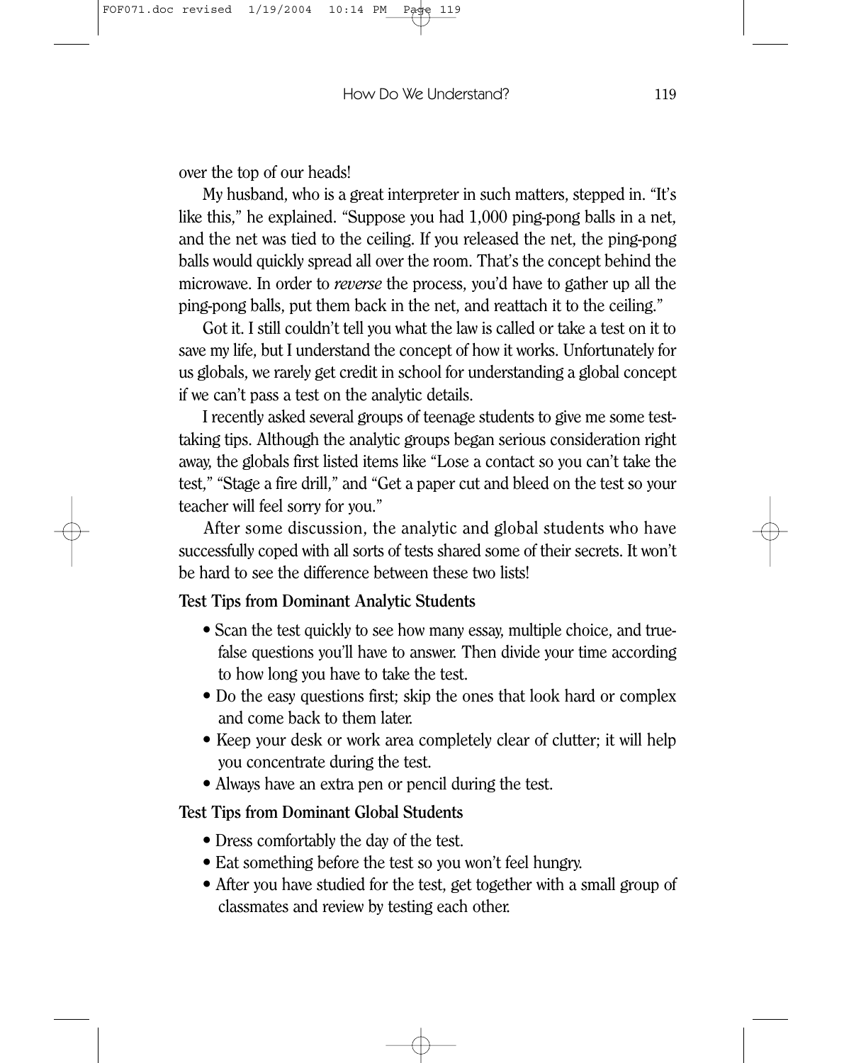over the top of our heads!

My husband, who is a great interpreter in such matters, stepped in. "It's like this," he explained. "Suppose you had 1,000 ping-pong balls in a net, and the net was tied to the ceiling. If you released the net, the ping-pong balls would quickly spread all over the room. That's the concept behind the microwave. In order to *reverse* the process, you'd have to gather up all the ping-pong balls, put them back in the net, and reattach it to the ceiling."

Got it. I still couldn't tell you what the law is called or take a test on it to save my life, but I understand the concept of how it works. Unfortunately for us globals, we rarely get credit in school for understanding a global concept if we can't pass a test on the analytic details.

I recently asked several groups of teenage students to give me some test-taking tips. Although the analytic groups began serious consideration right away, the globals first listed items like "Lose a contact so you can't take the test," "Stage a fire drill," and "Get a paper cut and bleed on the test so your teacher will feel sorry for you."

After some discussion, the analytic and global students who have successfully coped with all sorts of tests shared some of their secrets. It won't be hard to see the difference between these two lists!

**Test Tips from Dominant Analytic Students**

- Scan the test quickly to see how many essay, multiple choice, and true-false questions you'll have to answer. Then divide your time according to how long you have to take the test.
- Do the easy questions first; skip the ones that look hard or complex and come back to them later.
- Keep your desk or work area completely clear of clutter; it will help you concentrate during the test.
- Always have an extra pen or pencil during the test.

**Test Tips from Dominant Global Students**

- Dress comfortably the day of the test.
- Eat something before the test so you won't feel hungry.
- After you have studied for the test, get together with a small group of classmates and review by testing each other.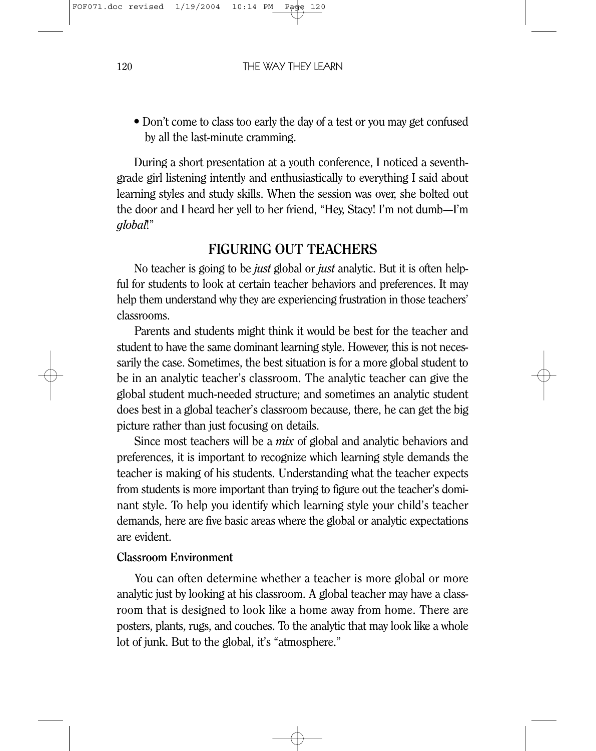- Don't come to class too early the day of a test or you may get confused by all the last-minute cramming.

During a short presentation at a youth conference, I noticed a seventh-grade girl listening intently and enthusiastically to everything I said about learning styles and study skills. When the session was over, she bolted out the door and I heard her yell to her friend, "Hey, Stacy! I'm not dumb—I'm *global*!"

## FIGURING OUT TEACHERS

No teacher is going to be *just* global or *just* analytic. But it is often helpful for students to look at certain teacher behaviors and preferences. It may help them understand why they are experiencing frustration in those teachers' classrooms.

Parents and students might think it would be best for the teacher and student to have the same dominant learning style. However, this is not necessarily the case. Sometimes, the best situation is for a more global student to be in an analytic teacher's classroom. The analytic teacher can give the global student much-needed structure; and sometimes an analytic student does best in a global teacher's classroom because, there, he can get the big picture rather than just focusing on details.

Since most teachers will be a *mix* of global and analytic behaviors and preferences, it is important to recognize which learning style demands the teacher is making of his students. Understanding what the teacher expects from students is more important than trying to figure out the teacher's dominant style. To help you identify which learning style your child's teacher demands, here are five basic areas where the global or analytic expectations are evident.

### Classroom Environment

You can often determine whether a teacher is more global or more analytic just by looking at his classroom. A global teacher may have a classroom that is designed to look like a home away from home. There are posters, plants, rugs, and couches. To the analytic that may look like a whole lot of junk. But to the global, it's "atmosphere."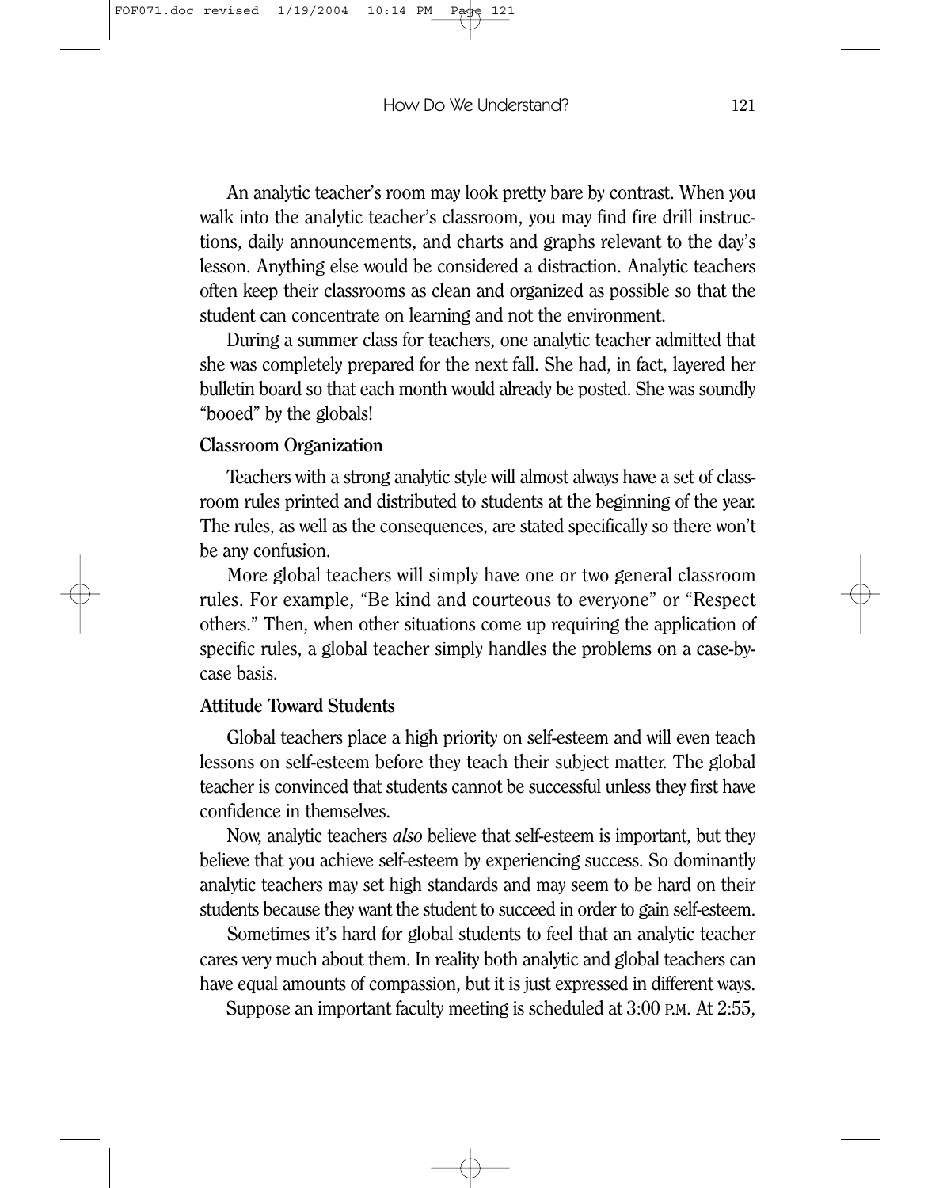An analytic teacher's room may look pretty bare by contrast. When you walk into the analytic teacher's classroom, you may find fire drill instructions, daily announcements, and charts and graphs relevant to the day's lesson. Anything else would be considered a distraction. Analytic teachers often keep their classrooms as clean and organized as possible so that the student can concentrate on learning and not the environment.

During a summer class for teachers, one analytic teacher admitted that she was completely prepared for the next fall. She had, in fact, layered her bulletin board so that each month would already be posted. She was soundly "booed" by the globals!

### Classroom Organization

Teachers with a strong analytic style will almost always have a set of classroom rules printed and distributed to students at the beginning of the year. The rules, as well as the consequences, are stated specifically so there won't be any confusion.

More global teachers will simply have one or two general classroom rules. For example, "Be kind and courteous to everyone" or "Respect others." Then, when other situations come up requiring the application of specific rules, a global teacher simply handles the problems on a case-by-case basis.

### Attitude Toward Students

Global teachers place a high priority on self-esteem and will even teach lessons on self-esteem before they teach their subject matter. The global teacher is convinced that students cannot be successful unless they first have confidence in themselves.

Now, analytic teachers *also* believe that self-esteem is important, but they believe that you achieve self-esteem by experiencing success. So dominantly analytic teachers may set high standards and may seem to be hard on their students because they want the student to succeed in order to gain self-esteem.

Sometimes it's hard for global students to feel that an analytic teacher cares very much about them. In reality both analytic and global teachers can have equal amounts of compassion, but it is just expressed in different ways.

Suppose an important faculty meeting is scheduled at 3:00 P.M. At 2:55,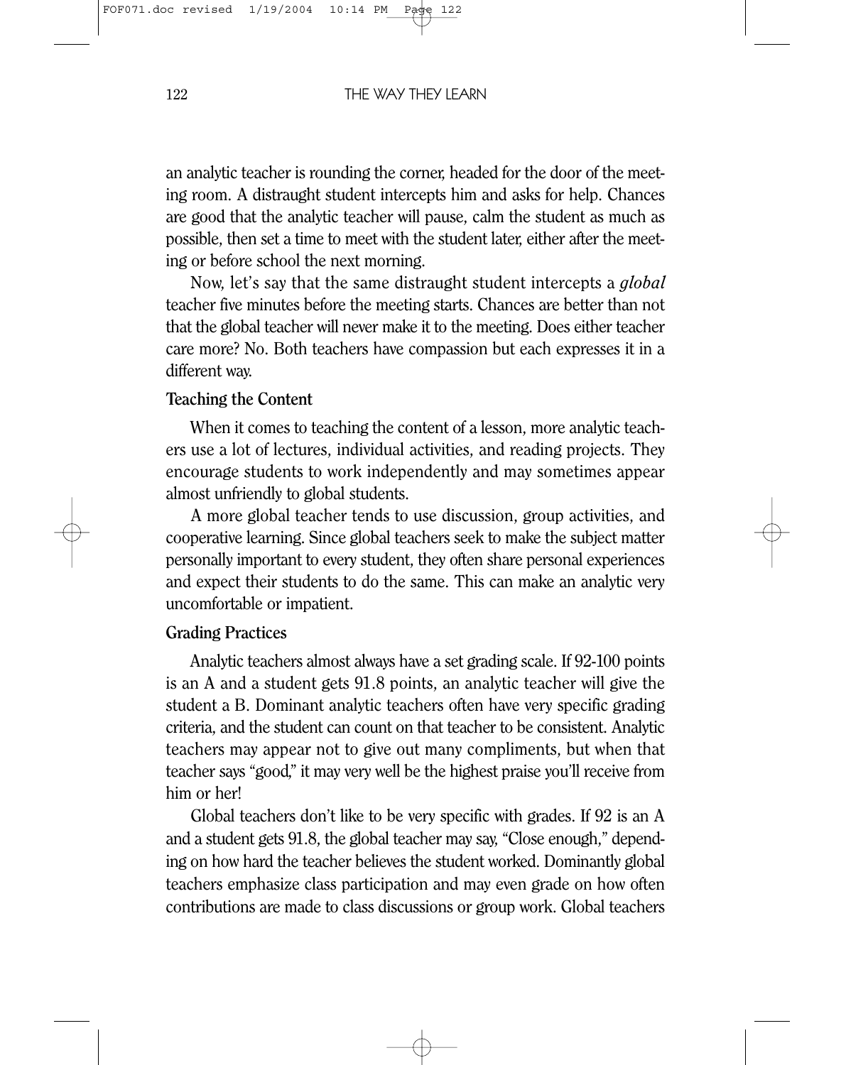an analytic teacher is rounding the corner, headed for the door of the meeting room. A distraught student intercepts him and asks for help. Chances are good that the analytic teacher will pause, calm the student as much as possible, then set a time to meet with the student later, either after the meeting or before school the next morning.

Now, let's say that the same distraught student intercepts a *global* teacher five minutes before the meeting starts. Chances are better than not that the global teacher will never make it to the meeting. Does either teacher care more? No. Both teachers have compassion but each expresses it in a different way.

**Teaching the Content**

When it comes to teaching the content of a lesson, more analytic teachers use a lot of lectures, individual activities, and reading projects. They encourage students to work independently and may sometimes appear almost unfriendly to global students.

A more global teacher tends to use discussion, group activities, and cooperative learning. Since global teachers seek to make the subject matter personally important to every student, they often share personal experiences and expect their students to do the same. This can make an analytic very uncomfortable or impatient.

**Grading Practices**

Analytic teachers almost always have a set grading scale. If 92-100 points is an A and a student gets 91.8 points, an analytic teacher will give the student a B. Dominant analytic teachers often have very specific grading criteria, and the student can count on that teacher to be consistent. Analytic teachers may appear not to give out many compliments, but when that teacher says "good," it may very well be the highest praise you'll receive from him or her!

Global teachers don't like to be very specific with grades. If 92 is an A and a student gets 91.8, the global teacher may say, "Close enough," depending on how hard the teacher believes the student worked. Dominantly global teachers emphasize class participation and may even grade on how often contributions are made to class discussions or group work. Global teachers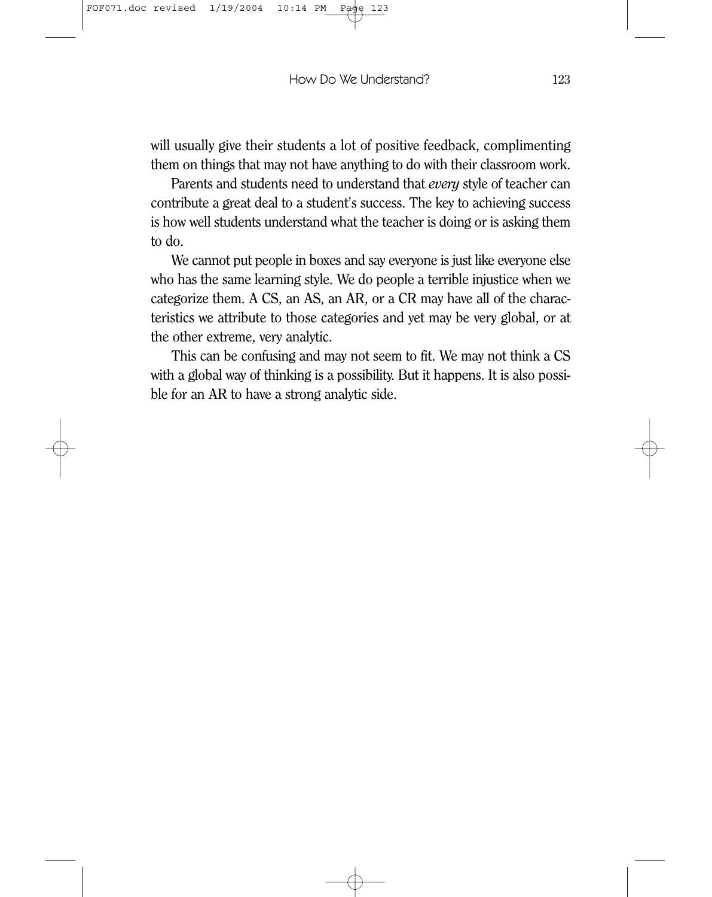will usually give their students a lot of positive feedback, complimenting them on things that may not have anything to do with their classroom work.

Parents and students need to understand that *every* style of teacher can contribute a great deal to a student's success. The key to achieving success is how well students understand what the teacher is doing or is asking them to do.

We cannot put people in boxes and say everyone is just like everyone else who has the same learning style. We do people a terrible injustice when we categorize them. A CS, an AS, an AR, or a CR may have all of the characteristics we attribute to those categories and yet may be very global, or at the other extreme, very analytic.

This can be confusing and may not seem to fit. We may not think a CS with a global way of thinking is a possibility. But it happens. It is also possible for an AR to have a strong analytic side.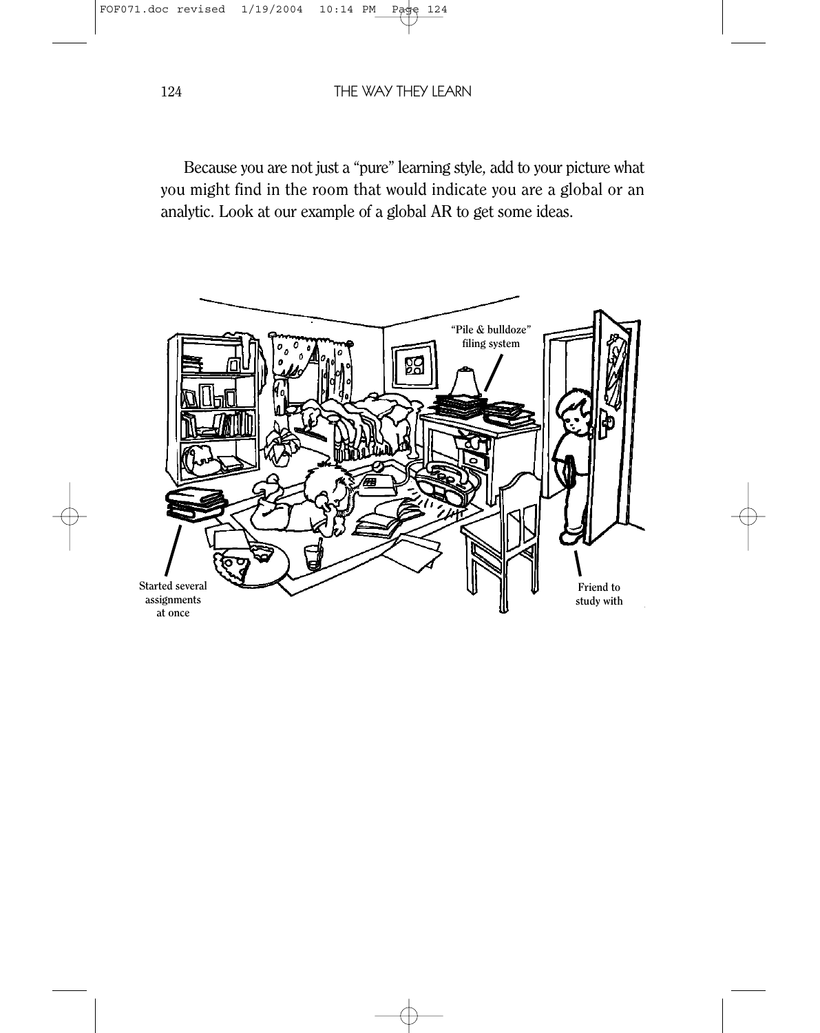Because you are not just a "pure" learning style, add to your picture what you might find in the room that would indicate you are a global or an analytic. Look at our example of a global AR to get some ideas.

"Pile & bulldoze" filing system

Started several assignments at once

Friend to study with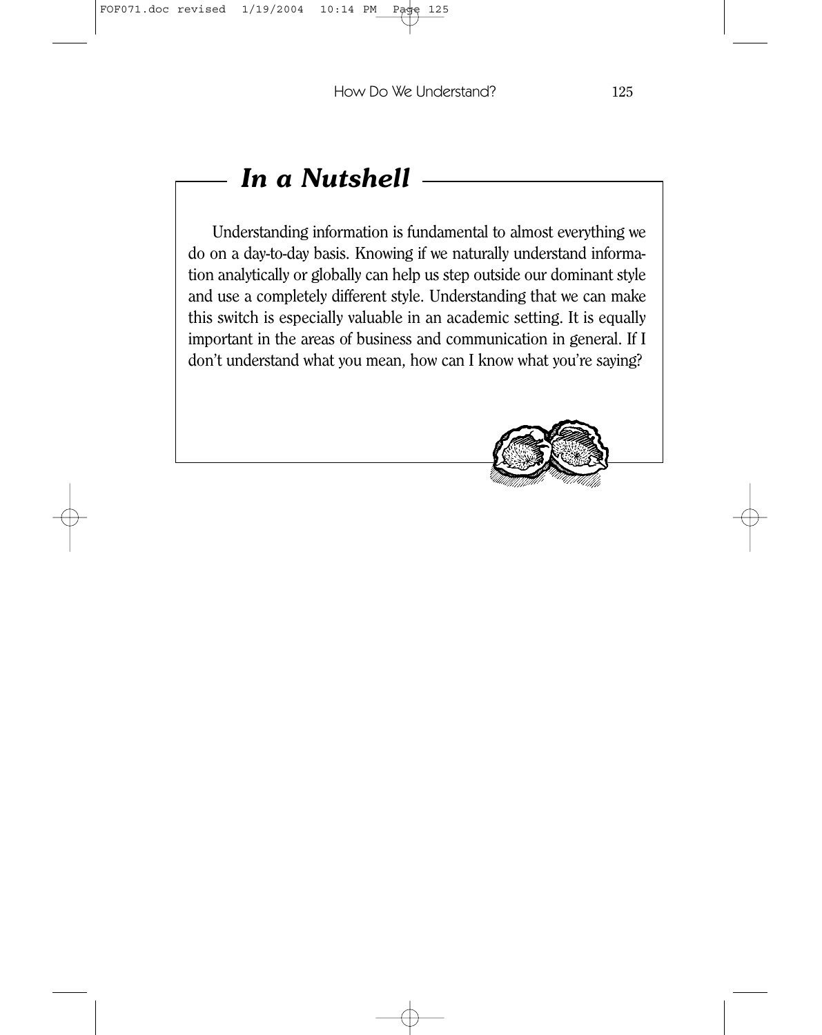## *In a Nutshell*

Understanding information is fundamental to almost everything we do on a day-to-day basis. Knowing if we naturally understand information analytically or globally can help us step outside our dominant style and use a completely different style. Understanding that we can make this switch is especially valuable in an academic setting. It is equally important in the areas of business and communication in general. If I don't understand what you mean, how can I know what you're saying?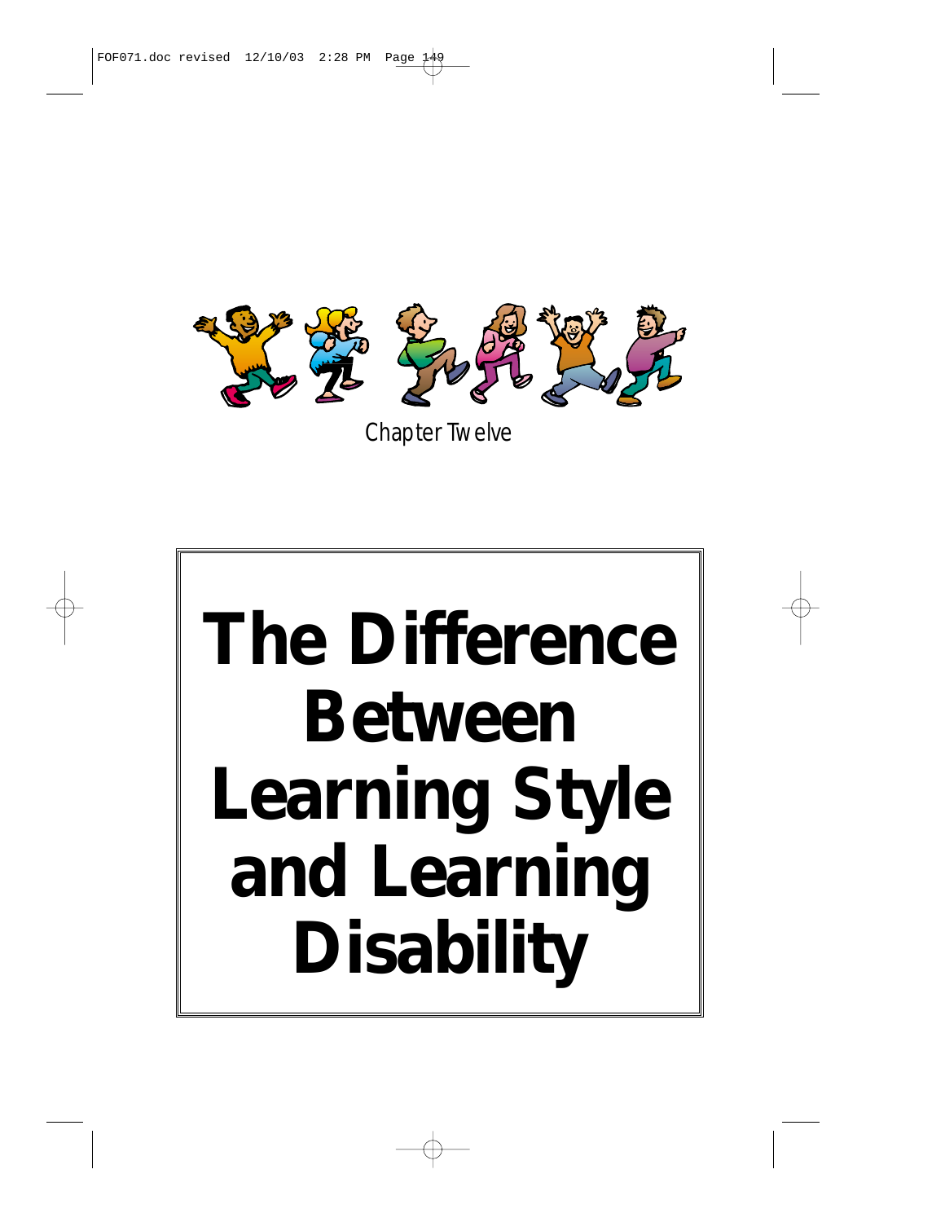Chapter Twelve

# The Difference Between Learning Style and Learning Disability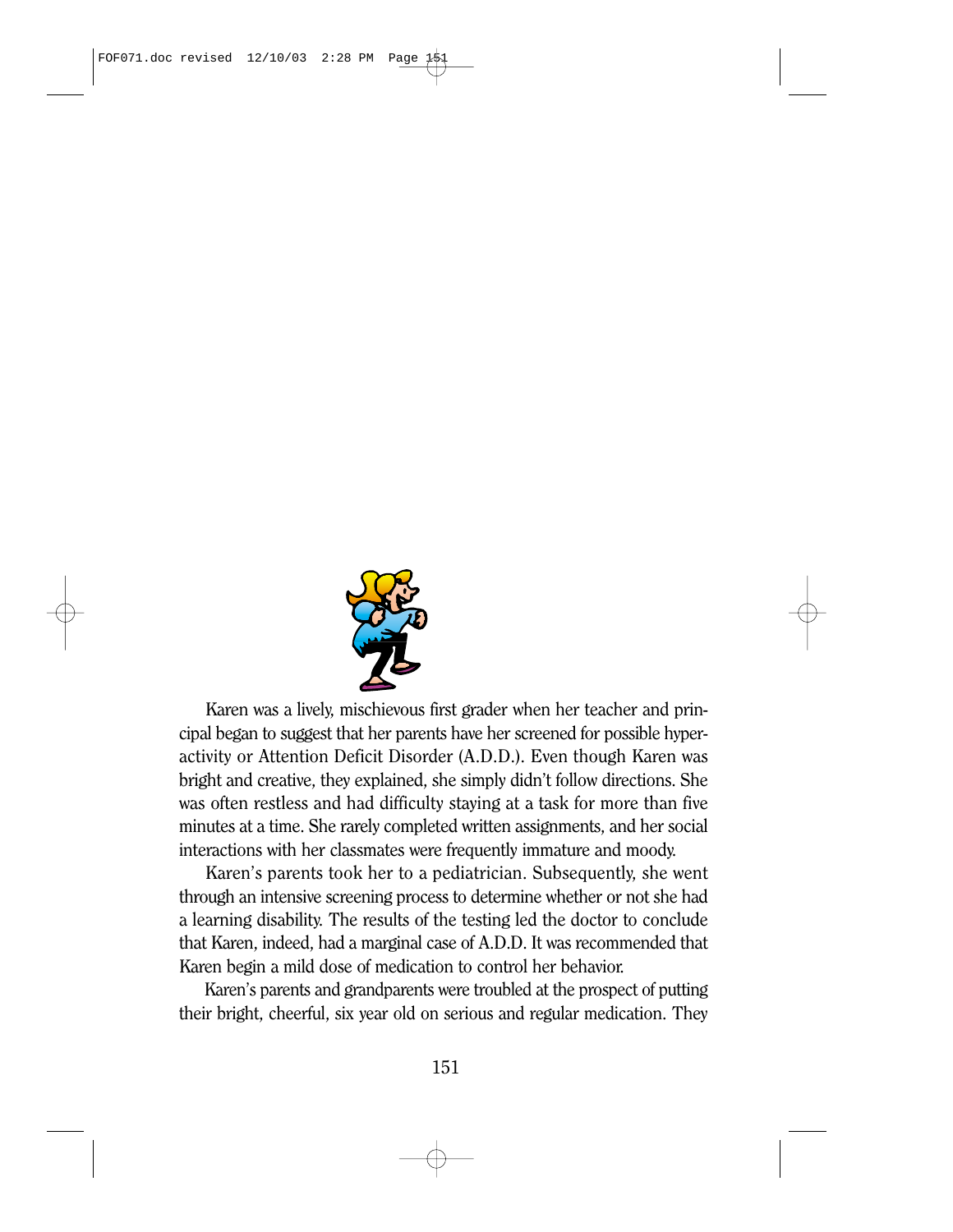Karen was a lively, mischievous first grader when her teacher and principal began to suggest that her parents have her screened for possible hyperactivity or Attention Deficit Disorder (A.D.D.). Even though Karen was bright and creative, they explained, she simply didn't follow directions. She was often restless and had difficulty staying at a task for more than five minutes at a time. She rarely completed written assignments, and her social interactions with her classmates were frequently immature and moody.

Karen's parents took her to a pediatrician. Subsequently, she went through an intensive screening process to determine whether or not she had a learning disability. The results of the testing led the doctor to conclude that Karen, indeed, had a marginal case of A.D.D. It was recommended that Karen begin a mild dose of medication to control her behavior.

Karen's parents and grandparents were troubled at the prospect of putting their bright, cheerful, six year old on serious and regular medication. They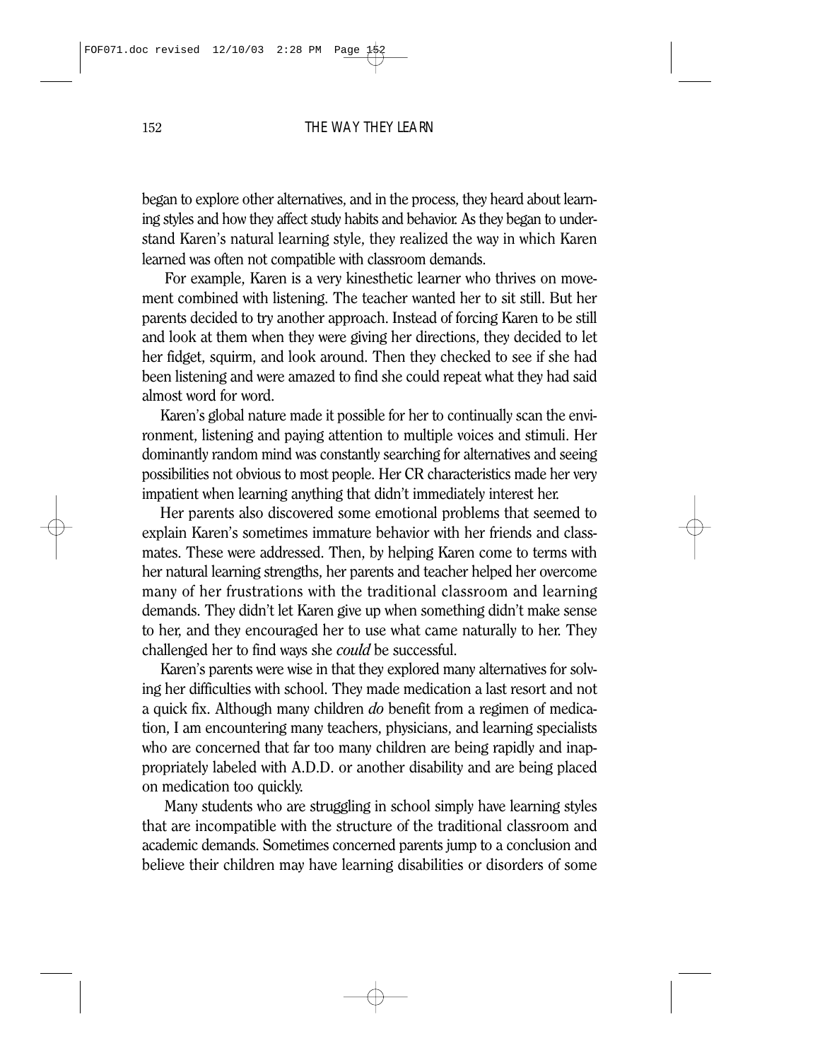began to explore other alternatives, and in the process, they heard about learning styles and how they affect study habits and behavior. As they began to understand Karen's natural learning style, they realized the way in which Karen learned was often not compatible with classroom demands.

For example, Karen is a very kinesthetic learner who thrives on movement combined with listening. The teacher wanted her to sit still. But her parents decided to try another approach. Instead of forcing Karen to be still and look at them when they were giving her directions, they decided to let her fidget, squirm, and look around. Then they checked to see if she had been listening and were amazed to find she could repeat what they had said almost word for word.

Karen's global nature made it possible for her to continually scan the environment, listening and paying attention to multiple voices and stimuli. Her dominantly random mind was constantly searching for alternatives and seeing possibilities not obvious to most people. Her CR characteristics made her very impatient when learning anything that didn't immediately interest her.

Her parents also discovered some emotional problems that seemed to explain Karen's sometimes immature behavior with her friends and classmates. These were addressed. Then, by helping Karen come to terms with her natural learning strengths, her parents and teacher helped her overcome many of her frustrations with the traditional classroom and learning demands. They didn't let Karen give up when something didn't make sense to her, and they encouraged her to use what came naturally to her. They challenged her to find ways she *could* be successful.

Karen's parents were wise in that they explored many alternatives for solving her difficulties with school. They made medication a last resort and not a quick fix. Although many children *do* benefit from a regimen of medication, I am encountering many teachers, physicians, and learning specialists who are concerned that far too many children are being rapidly and inappropriately labeled with A.D.D. or another disability and are being placed on medication too quickly.

Many students who are struggling in school simply have learning styles that are incompatible with the structure of the traditional classroom and academic demands. Sometimes concerned parents jump to a conclusion and believe their children may have learning disabilities or disorders of some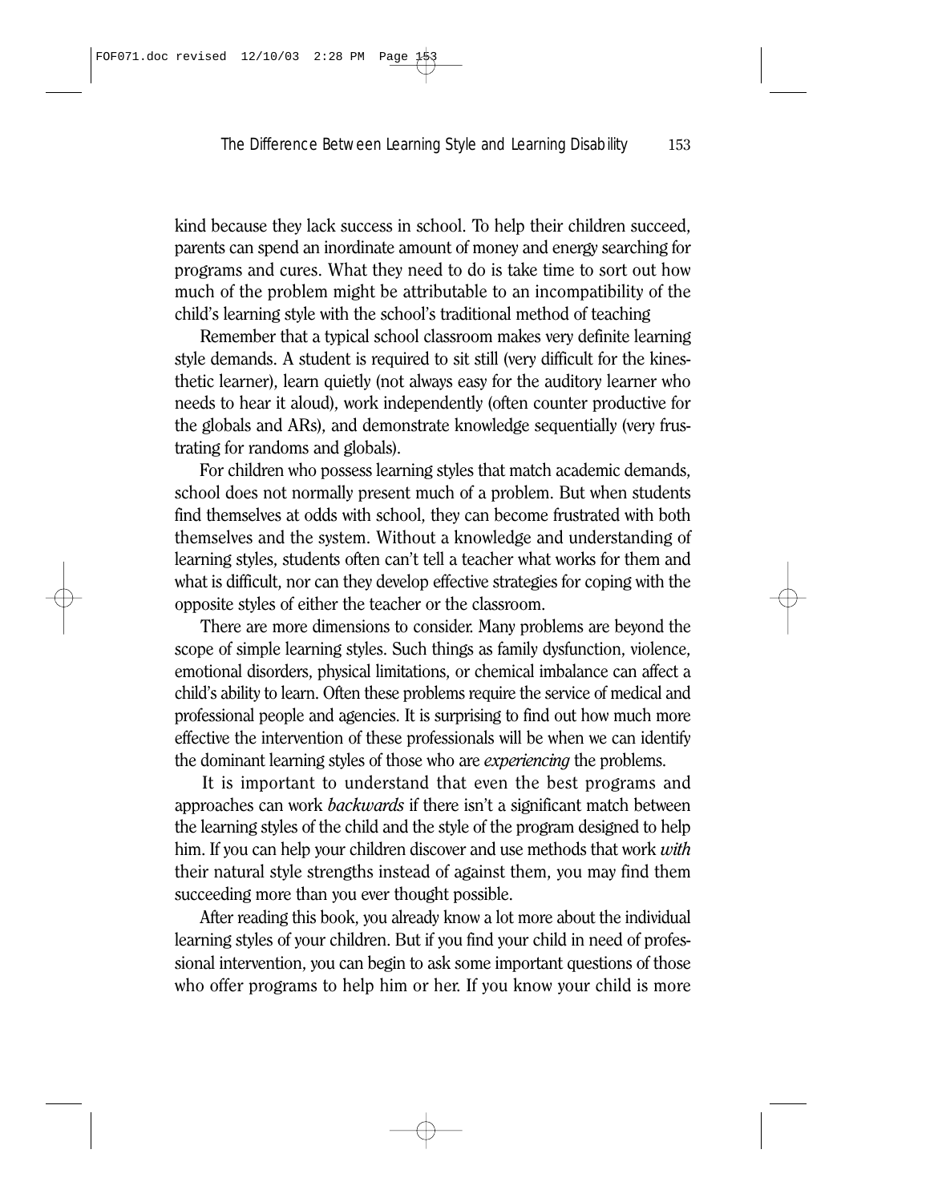kind because they lack success in school. To help their children succeed, parents can spend an inordinate amount of money and energy searching for programs and cures. What they need to do is take time to sort out how much of the problem might be attributable to an incompatibility of the child's learning style with the school's traditional method of teaching

Remember that a typical school classroom makes very definite learning style demands. A student is required to sit still (very difficult for the kinesthetic learner), learn quietly (not always easy for the auditory learner who needs to hear it aloud), work independently (often counter productive for the globals and ARs), and demonstrate knowledge sequentially (very frustrating for randoms and globals).

For children who possess learning styles that match academic demands, school does not normally present much of a problem. But when students find themselves at odds with school, they can become frustrated with both themselves and the system. Without a knowledge and understanding of learning styles, students often can't tell a teacher what works for them and what is difficult, nor can they develop effective strategies for coping with the opposite styles of either the teacher or the classroom.

There are more dimensions to consider. Many problems are beyond the scope of simple learning styles. Such things as family dysfunction, violence, emotional disorders, physical limitations, or chemical imbalance can affect a child's ability to learn. Often these problems require the service of medical and professional people and agencies. It is surprising to find out how much more effective the intervention of these professionals will be when we can identify the dominant learning styles of those who are *experiencing* the problems.

It is important to understand that even the best programs and approaches can work *backwards* if there isn't a significant match between the learning styles of the child and the style of the program designed to help him. If you can help your children discover and use methods that work *with* their natural style strengths instead of against them, you may find them succeeding more than you ever thought possible.

After reading this book, you already know a lot more about the individual learning styles of your children. But if you find your child in need of professional intervention, you can begin to ask some important questions of those who offer programs to help him or her. If you know your child is more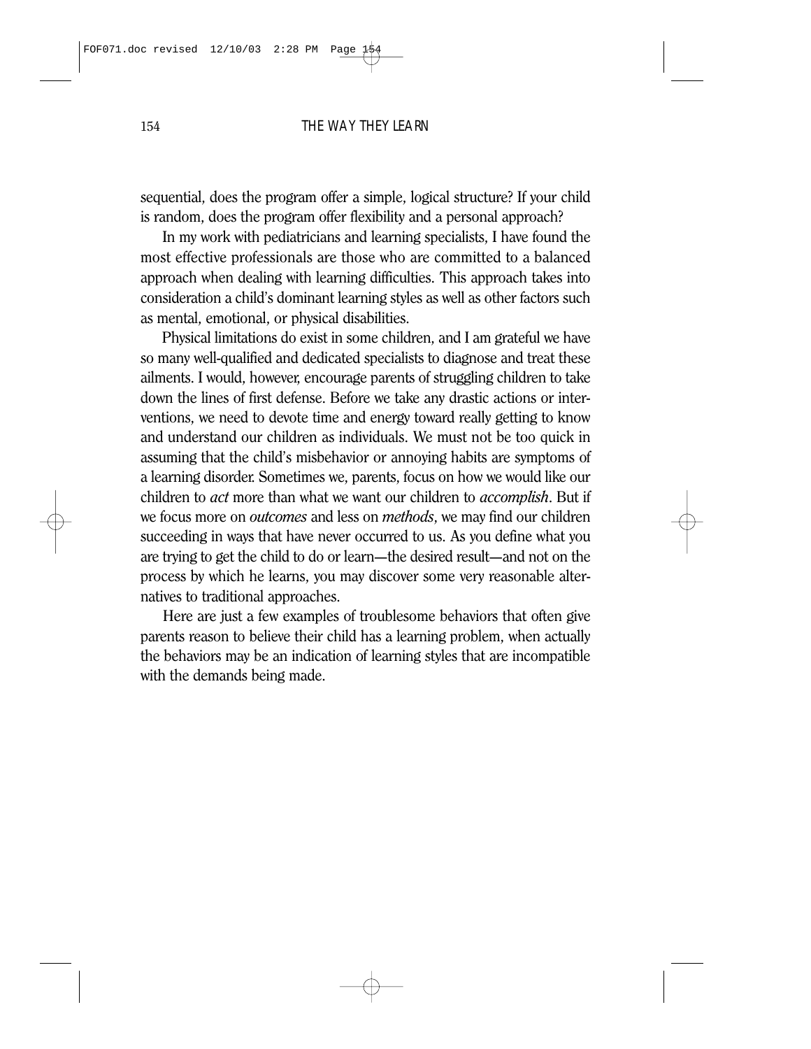sequential, does the program offer a simple, logical structure? If your child is random, does the program offer flexibility and a personal approach?

In my work with pediatricians and learning specialists, I have found the most effective professionals are those who are committed to a balanced approach when dealing with learning difficulties. This approach takes into consideration a child's dominant learning styles as well as other factors such as mental, emotional, or physical disabilities.

Physical limitations do exist in some children, and I am grateful we have so many well-qualified and dedicated specialists to diagnose and treat these ailments. I would, however, encourage parents of struggling children to take down the lines of first defense. Before we take any drastic actions or interventions, we need to devote time and energy toward really getting to know and understand our children as individuals. We must not be too quick in assuming that the child's misbehavior or annoying habits are symptoms of a learning disorder. Sometimes we, parents, focus on how we would like our children to *act* more than what we want our children to *accomplish*. But if we focus more on *outcomes* and less on *methods*, we may find our children succeeding in ways that have never occurred to us. As you define what you are trying to get the child to do or learn—the desired result—and not on the process by which he learns, you may discover some very reasonable alternatives to traditional approaches.

Here are just a few examples of troublesome behaviors that often give parents reason to believe their child has a learning problem, when actually the behaviors may be an indication of learning styles that are incompatible with the demands being made.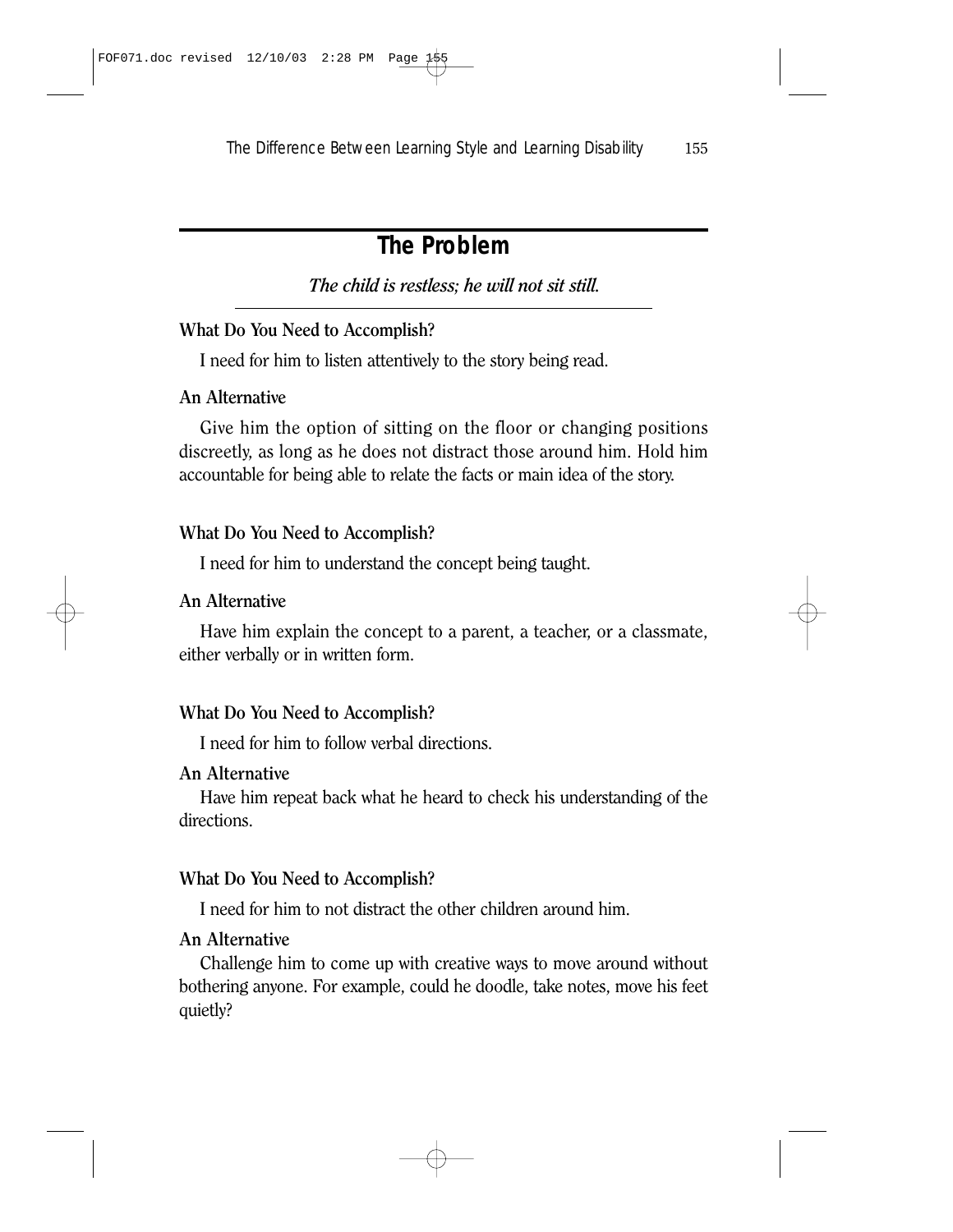## The Problem

*The child is restless; he will not sit still.*

**What Do You Need to Accomplish?**

I need for him to listen attentively to the story being read.

**An Alternative**

Give him the option of sitting on the floor or changing positions discreetly, as long as he does not distract those around him. Hold him accountable for being able to relate the facts or main idea of the story.

**What Do You Need to Accomplish?**

I need for him to understand the concept being taught.

**An Alternative**

Have him explain the concept to a parent, a teacher, or a classmate, either verbally or in written form.

**What Do You Need to Accomplish?**

I need for him to follow verbal directions.

**An Alternative**

Have him repeat back what he heard to check his understanding of the directions.

**What Do You Need to Accomplish?**

I need for him to not distract the other children around him.

**An Alternative**

Challenge him to come up with creative ways to move around without bothering anyone. For example, could he doodle, take notes, move his feet quietly?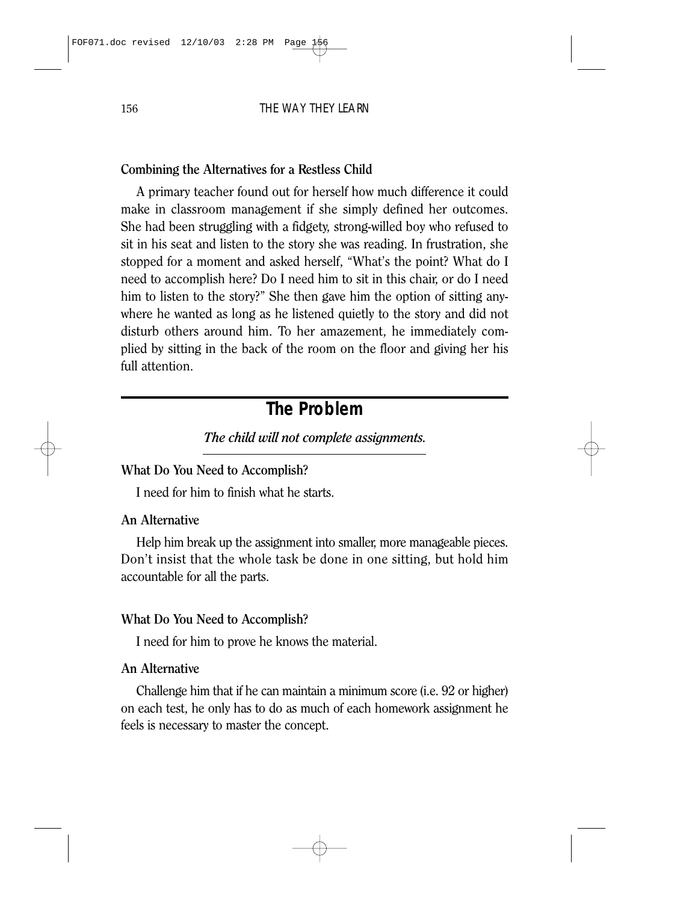### Combining the Alternatives for a Restless Child

A primary teacher found out for herself how much difference it could make in classroom management if she simply defined her outcomes. She had been struggling with a fidgety, strong-willed boy who refused to sit in his seat and listen to the story she was reading. In frustration, she stopped for a moment and asked herself, "What's the point? What do I need to accomplish here? Do I need him to sit in this chair, or do I need him to listen to the story?" She then gave him the option of sitting anywhere he wanted as long as he listened quietly to the story and did not disturb others around him. To her amazement, he immediately complied by sitting in the back of the room on the floor and giving her his full attention.

## The Problem

*The child will not complete assignments.*

### What Do You Need to Accomplish?

I need for him to finish what he starts.

### An Alternative

Help him break up the assignment into smaller, more manageable pieces. Don't insist that the whole task be done in one sitting, but hold him accountable for all the parts.

### What Do You Need to Accomplish?

I need for him to prove he knows the material.

### An Alternative

Challenge him that if he can maintain a minimum score (i.e. 92 or higher) on each test, he only has to do as much of each homework assignment he feels is necessary to master the concept.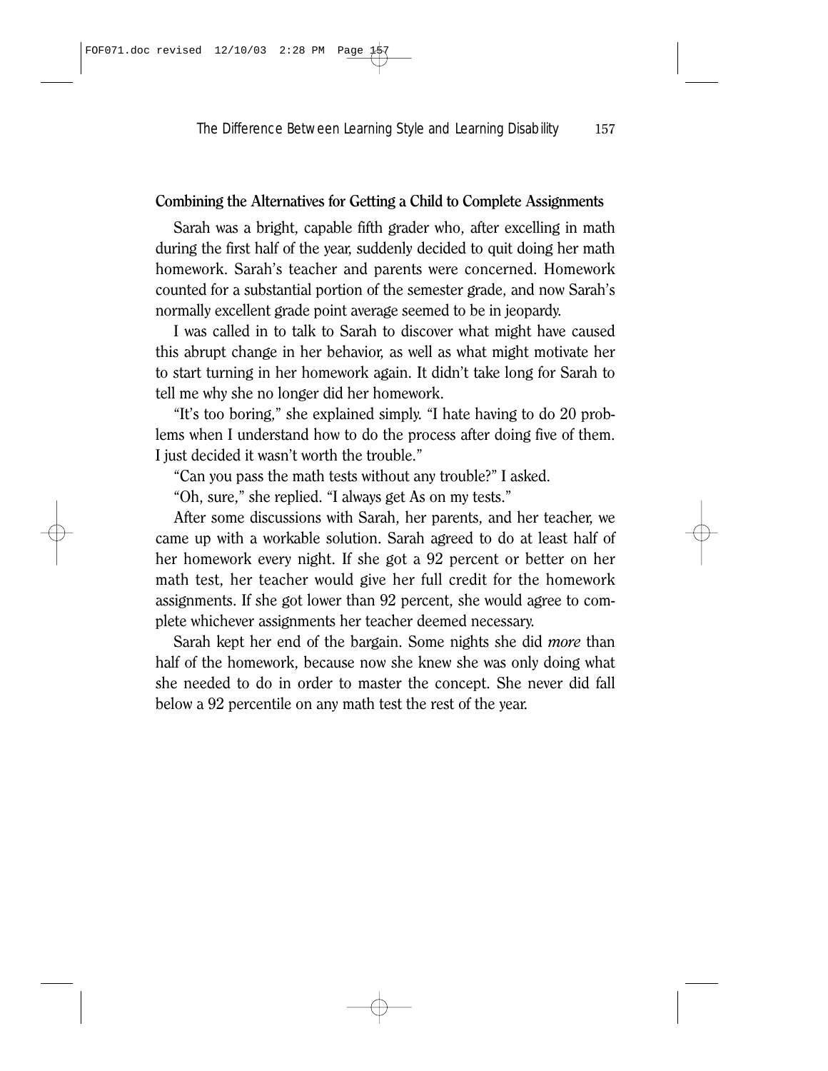### Combining the Alternatives for Getting a Child to Complete Assignments

Sarah was a bright, capable fifth grader who, after excelling in math during the first half of the year, suddenly decided to quit doing her math homework. Sarah's teacher and parents were concerned. Homework counted for a substantial portion of the semester grade, and now Sarah's normally excellent grade point average seemed to be in jeopardy.

I was called in to talk to Sarah to discover what might have caused this abrupt change in her behavior, as well as what might motivate her to start turning in her homework again. It didn't take long for Sarah to tell me why she no longer did her homework.

"It's too boring," she explained simply. "I hate having to do 20 problems when I understand how to do the process after doing five of them. I just decided it wasn't worth the trouble."

"Can you pass the math tests without any trouble?" I asked.

"Oh, sure," she replied. "I always get As on my tests."

After some discussions with Sarah, her parents, and her teacher, we came up with a workable solution. Sarah agreed to do at least half of her homework every night. If she got a 92 percent or better on her math test, her teacher would give her full credit for the homework assignments. If she got lower than 92 percent, she would agree to complete whichever assignments her teacher deemed necessary.

Sarah kept her end of the bargain. Some nights she did *more* than half of the homework, because now she knew she was only doing what she needed to do in order to master the concept. She never did fall below a 92 percentile on any math test the rest of the year.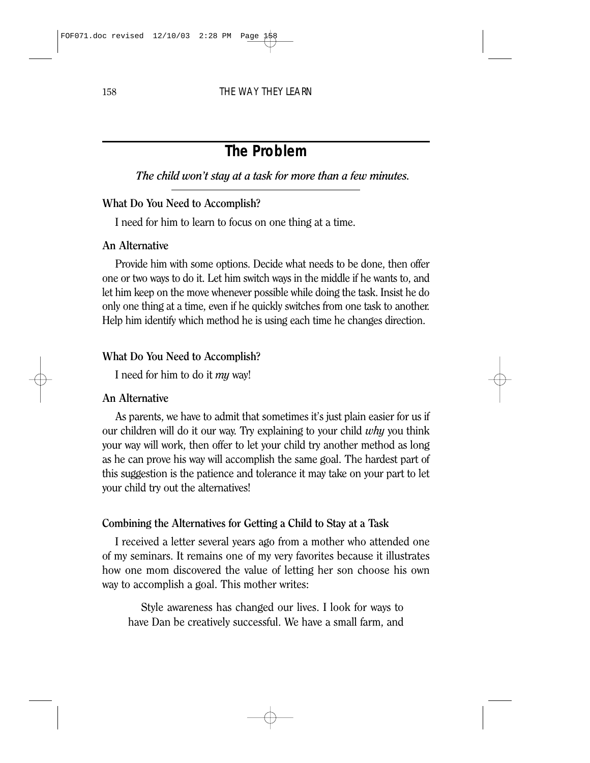## The Problem

*The child won't stay at a task for more than a few minutes.*

**What Do You Need to Accomplish?**

I need for him to learn to focus on one thing at a time.

**An Alternative**

Provide him with some options. Decide what needs to be done, then offer one or two ways to do it. Let him switch ways in the middle if he wants to, and let him keep on the move whenever possible while doing the task. Insist he do only one thing at a time, even if he quickly switches from one task to another. Help him identify which method he is using each time he changes direction.

**What Do You Need to Accomplish?**

I need for him to do it *my* way!

**An Alternative**

As parents, we have to admit that sometimes it's just plain easier for us if our children will do it our way. Try explaining to your child *why* you think your way will work, then offer to let your child try another method as long as he can prove his way will accomplish the same goal. The hardest part of this suggestion is the patience and tolerance it may take on your part to let your child try out the alternatives!

**Combining the Alternatives for Getting a Child to Stay at a Task**

I received a letter several years ago from a mother who attended one of my seminars. It remains one of my very favorites because it illustrates how one mom discovered the value of letting her son choose his own way to accomplish a goal. This mother writes:

> Style awareness has changed our lives. I look for ways to have Dan be creatively successful. We have a small farm, and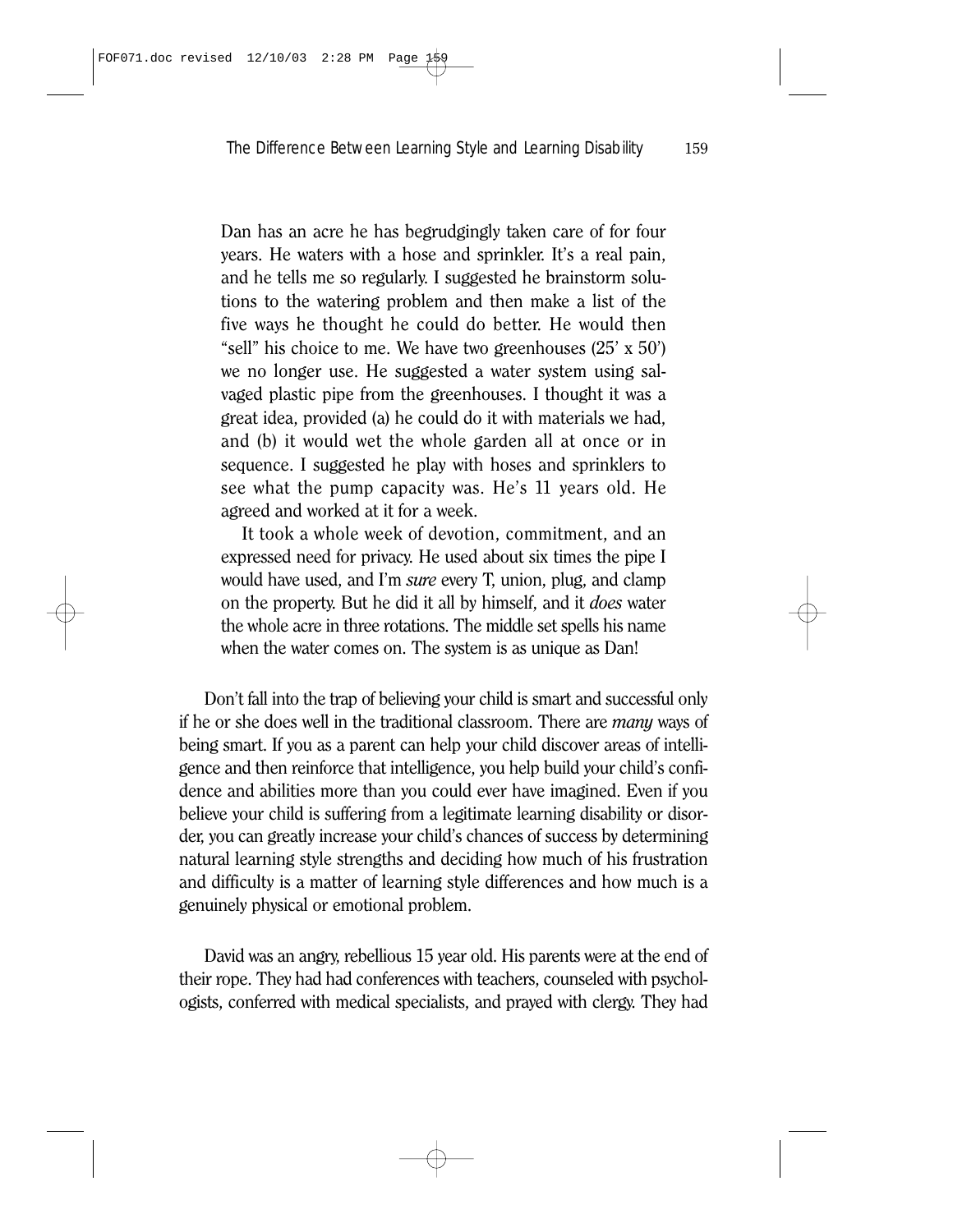Dan has an acre he has begrudgingly taken care of for four years. He waters with a hose and sprinkler. It's a real pain, and he tells me so regularly. I suggested he brainstorm solutions to the watering problem and then make a list of the five ways he thought he could do better. He would then "sell" his choice to me. We have two greenhouses (25' x 50') we no longer use. He suggested a water system using salvaged plastic pipe from the greenhouses. I thought it was a great idea, provided (a) he could do it with materials we had, and (b) it would wet the whole garden all at once or in sequence. I suggested he play with hoses and sprinklers to see what the pump capacity was. He's 11 years old. He agreed and worked at it for a week.

It took a whole week of devotion, commitment, and an expressed need for privacy. He used about six times the pipe I would have used, and I'm *sure* every T, union, plug, and clamp on the property. But he did it all by himself, and it *does* water the whole acre in three rotations. The middle set spells his name when the water comes on. The system is as unique as Dan!

Don't fall into the trap of believing your child is smart and successful only if he or she does well in the traditional classroom. There are *many* ways of being smart. If you as a parent can help your child discover areas of intelligence and then reinforce that intelligence, you help build your child's confidence and abilities more than you could ever have imagined. Even if you believe your child is suffering from a legitimate learning disability or disorder, you can greatly increase your child's chances of success by determining natural learning style strengths and deciding how much of his frustration and difficulty is a matter of learning style differences and how much is a genuinely physical or emotional problem.

David was an angry, rebellious 15 year old. His parents were at the end of their rope. They had had conferences with teachers, counseled with psychologists, conferred with medical specialists, and prayed with clergy. They had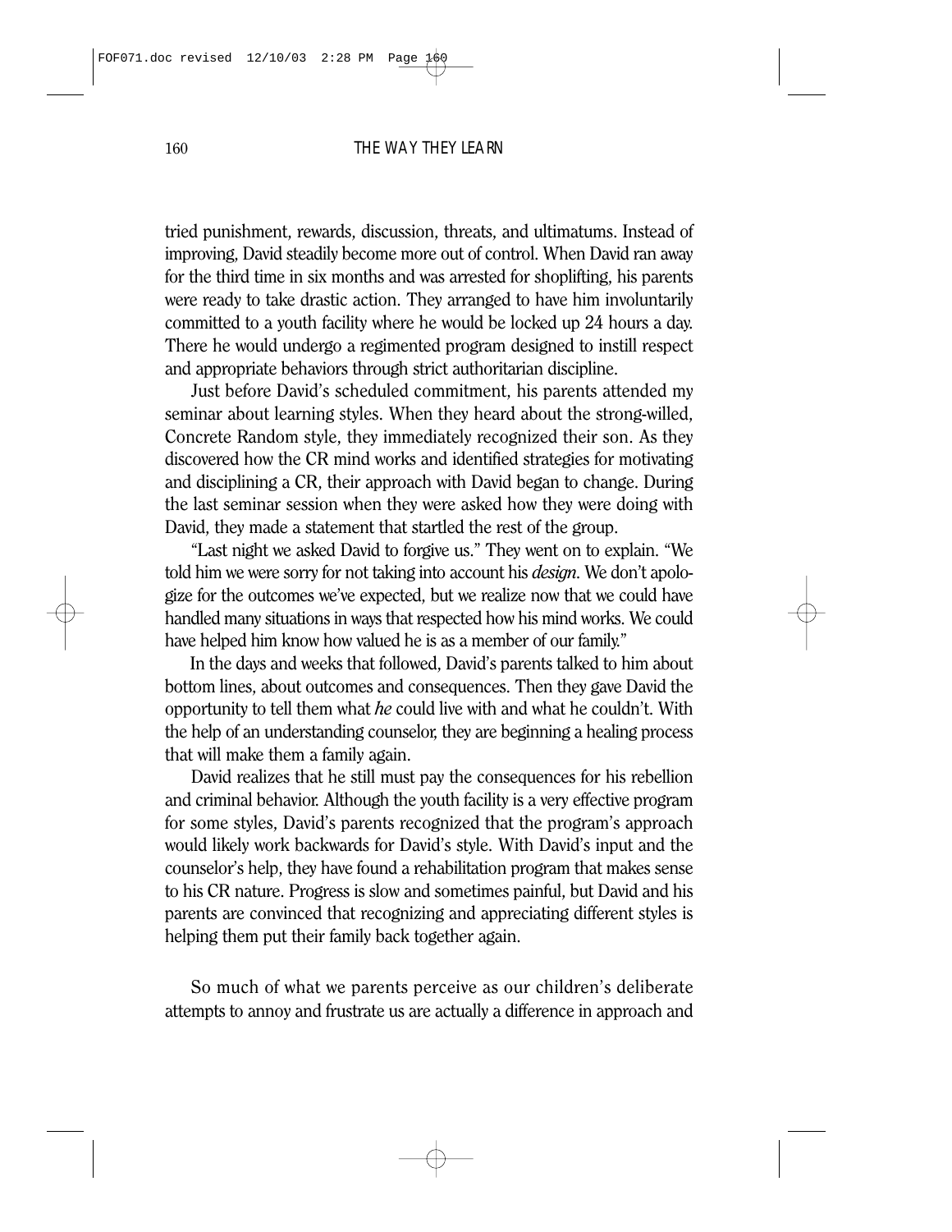tried punishment, rewards, discussion, threats, and ultimatums. Instead of improving, David steadily become more out of control. When David ran away for the third time in six months and was arrested for shoplifting, his parents were ready to take drastic action. They arranged to have him involuntarily committed to a youth facility where he would be locked up 24 hours a day. There he would undergo a regimented program designed to instill respect and appropriate behaviors through strict authoritarian discipline.

Just before David's scheduled commitment, his parents attended my seminar about learning styles. When they heard about the strong-willed, Concrete Random style, they immediately recognized their son. As they discovered how the CR mind works and identified strategies for motivating and disciplining a CR, their approach with David began to change. During the last seminar session when they were asked how they were doing with David, they made a statement that startled the rest of the group.

"Last night we asked David to forgive us." They went on to explain. "We told him we were sorry for not taking into account his *design*. We don't apologize for the outcomes we've expected, but we realize now that we could have handled many situations in ways that respected how his mind works. We could have helped him know how valued he is as a member of our family."

In the days and weeks that followed, David's parents talked to him about bottom lines, about outcomes and consequences. Then they gave David the opportunity to tell them what *he* could live with and what he couldn't. With the help of an understanding counselor, they are beginning a healing process that will make them a family again.

David realizes that he still must pay the consequences for his rebellion and criminal behavior. Although the youth facility is a very effective program for some styles, David's parents recognized that the program's approach would likely work backwards for David's style. With David's input and the counselor's help, they have found a rehabilitation program that makes sense to his CR nature. Progress is slow and sometimes painful, but David and his parents are convinced that recognizing and appreciating different styles is helping them put their family back together again.

So much of what we parents perceive as our children's deliberate attempts to annoy and frustrate us are actually a difference in approach and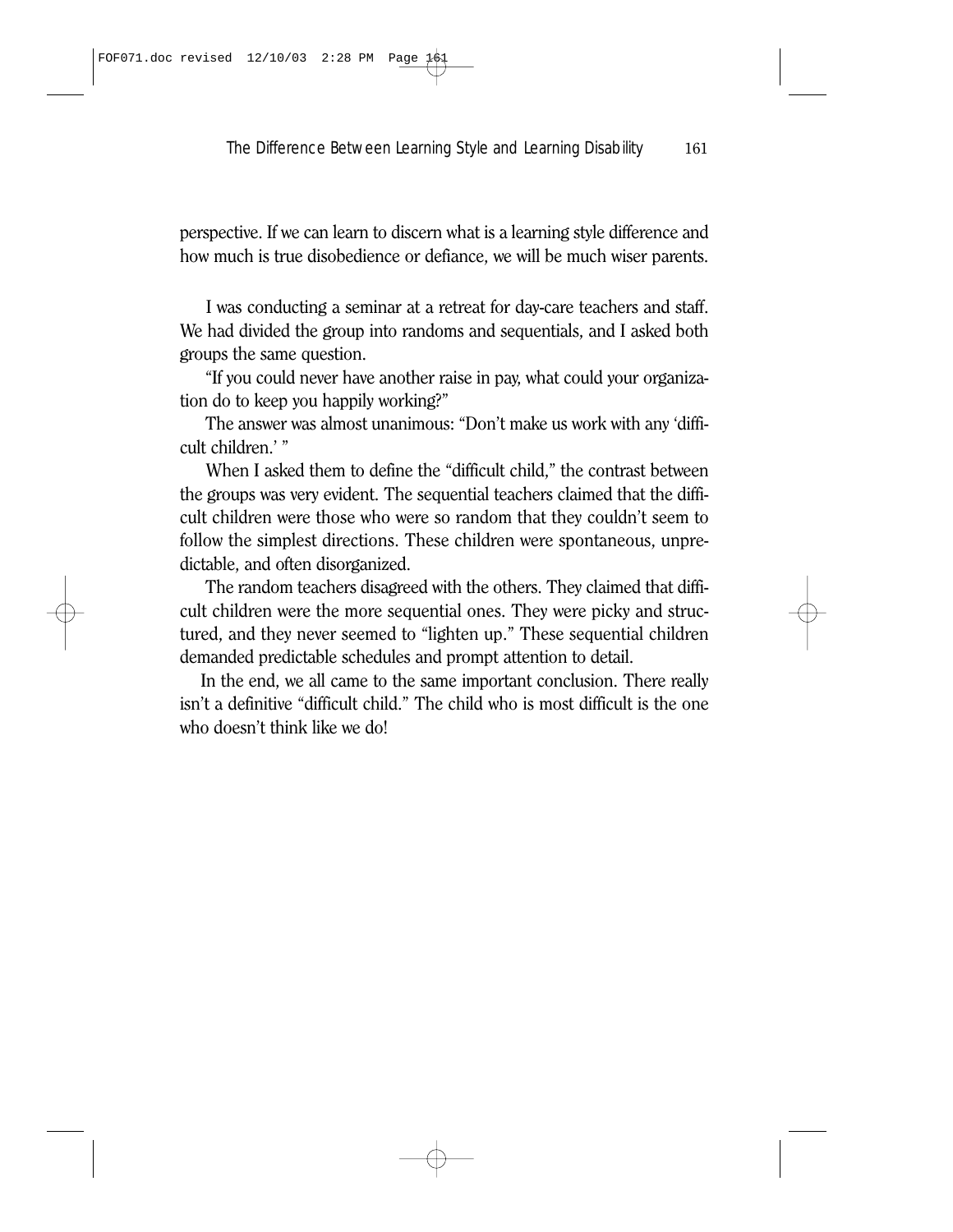perspective. If we can learn to discern what is a learning style difference and how much is true disobedience or defiance, we will be much wiser parents.

I was conducting a seminar at a retreat for day-care teachers and staff. We had divided the group into randoms and sequentials, and I asked both groups the same question.

"If you could never have another raise in pay, what could your organization do to keep you happily working?"

The answer was almost unanimous: "Don't make us work with any 'difficult children.' "

When I asked them to define the "difficult child," the contrast between the groups was very evident. The sequential teachers claimed that the difficult children were those who were so random that they couldn't seem to follow the simplest directions. These children were spontaneous, unpredictable, and often disorganized.

The random teachers disagreed with the others. They claimed that difficult children were the more sequential ones. They were picky and structured, and they never seemed to "lighten up." These sequential children demanded predictable schedules and prompt attention to detail.

In the end, we all came to the same important conclusion. There really isn't a definitive "difficult child." The child who is most difficult is the one who doesn't think like we do!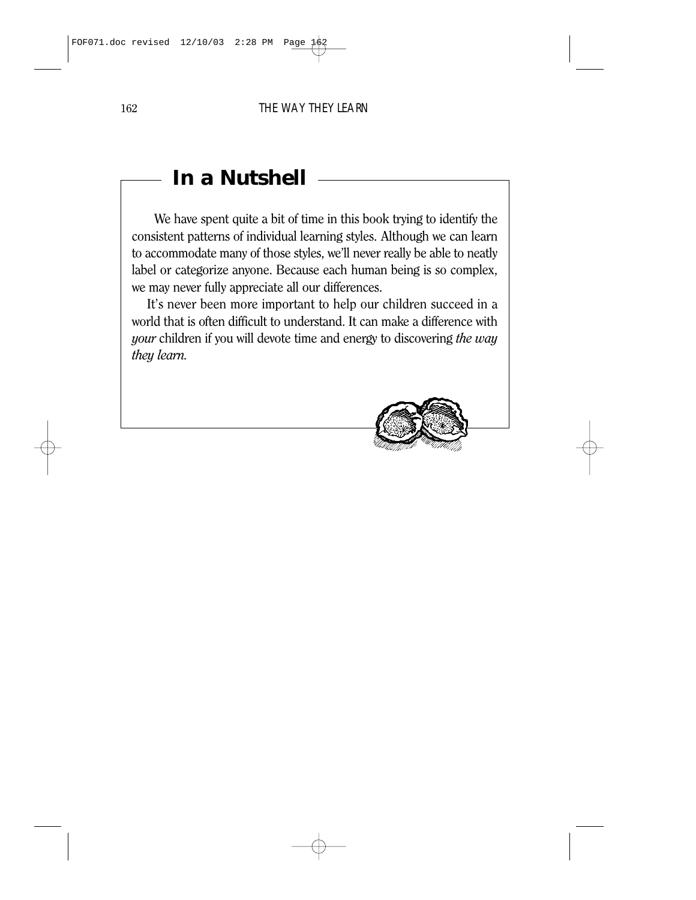## In a Nutshell

We have spent quite a bit of time in this book trying to identify the consistent patterns of individual learning styles. Although we can learn to accommodate many of those styles, we'll never really be able to neatly label or categorize anyone. Because each human being is so complex, we may never fully appreciate all our differences.

It's never been more important to help our children succeed in a world that is often difficult to understand. It can make a difference with *your* children if you will devote time and energy to discovering *the way they learn.*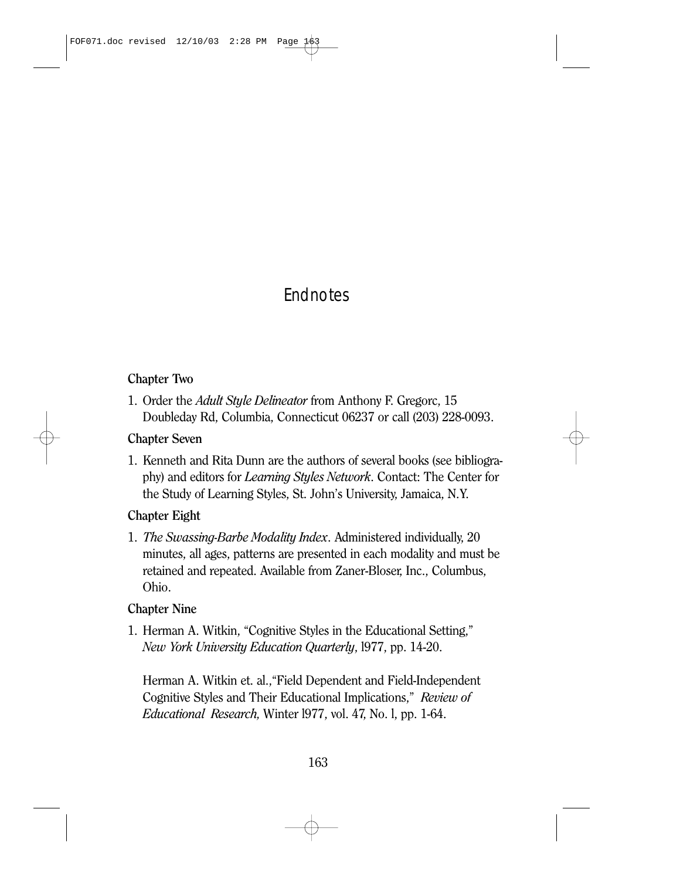# Endnotes

### Chapter Two

1. Order the *Adult Style Delineator* from Anthony F. Gregorc, 15 Doubleday Rd, Columbia, Connecticut 06237 or call (203) 228-0093.

### Chapter Seven

1. Kenneth and Rita Dunn are the authors of several books (see bibliography) and editors for *Learning Styles Network*. Contact: The Center for the Study of Learning Styles, St. John's University, Jamaica, N.Y.

### Chapter Eight

1. *The Swassing-Barbe Modality Index*. Administered individually, 20 minutes, all ages, patterns are presented in each modality and must be retained and repeated. Available from Zaner-Bloser, Inc., Columbus, Ohio.

### Chapter Nine

1. Herman A. Witkin, "Cognitive Styles in the Educational Setting," *New York University Education Quarterly*, l977, pp. 14-20.

   Herman A. Witkin et. al.,"Field Dependent and Field-Independent Cognitive Styles and Their Educational Implications," *Review of Educational Research,* Winter l977, vol. 47, No. l, pp. 1-64.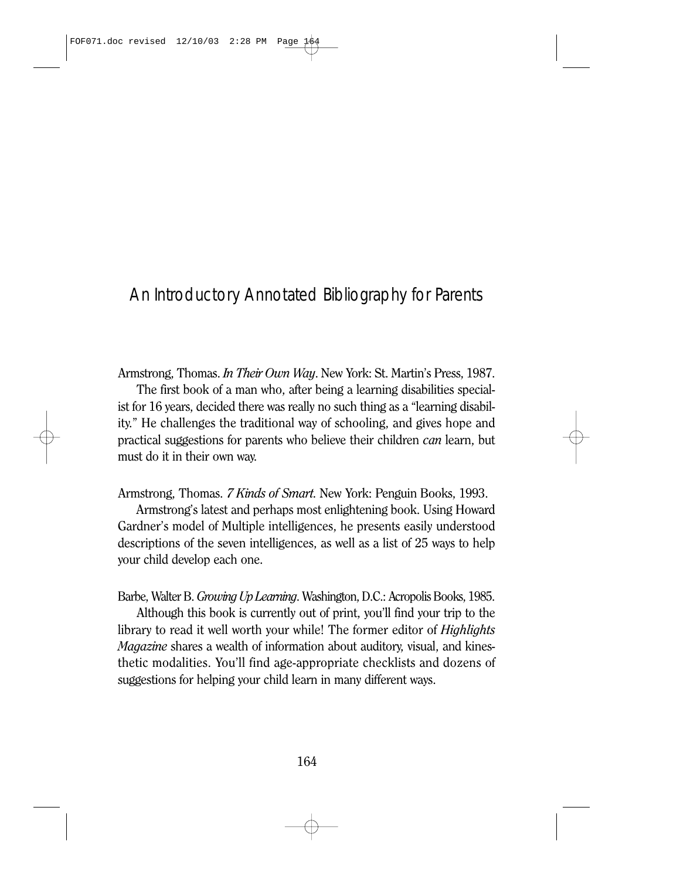# An Introductory Annotated Bibliography for Parents

Armstrong, Thomas. *In Their Own Way*. New York: St. Martin's Press, 1987.

The first book of a man who, after being a learning disabilities specialist for 16 years, decided there was really no such thing as a "learning disability." He challenges the traditional way of schooling, and gives hope and practical suggestions for parents who believe their children *can* learn, but must do it in their own way.

Armstrong, Thomas. *7 Kinds of Smart*. New York: Penguin Books, 1993.

Armstrong's latest and perhaps most enlightening book. Using Howard Gardner's model of Multiple intelligences, he presents easily understood descriptions of the seven intelligences, as well as a list of 25 ways to help your child develop each one.

Barbe, Walter B. *Growing Up Learning*. Washington, D.C.: Acropolis Books, 1985.

Although this book is currently out of print, you'll find your trip to the library to read it well worth your while! The former editor of *Highlights Magazine* shares a wealth of information about auditory, visual, and kinesthetic modalities. You'll find age-appropriate checklists and dozens of suggestions for helping your child learn in many different ways.